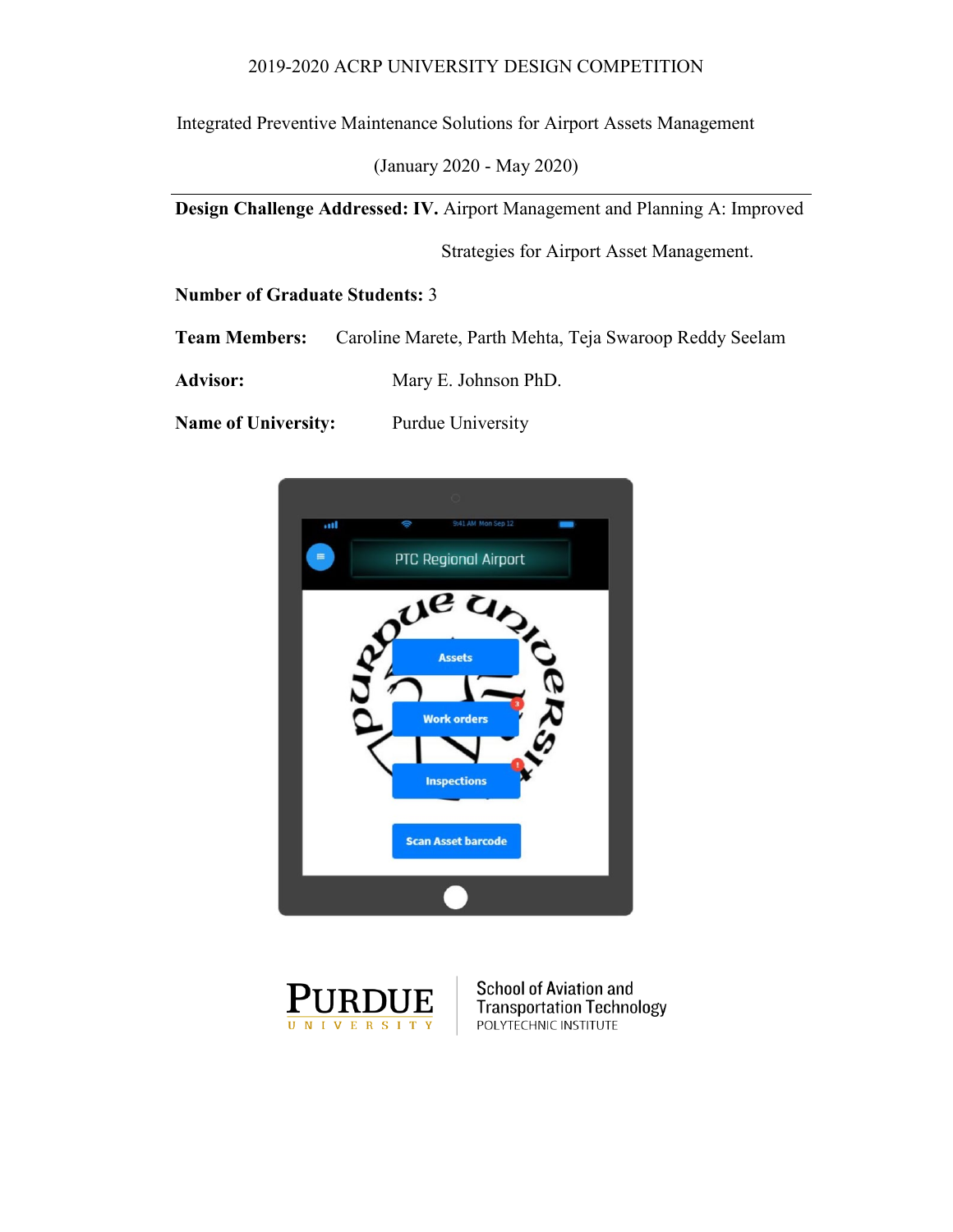2019-2020 ACRP UNIVERSITY DESIGN COMPETITION

Integrated Preventive Maintenance Solutions for Airport Assets Management

(January 2020 - May 2020)

---

**Design Challenge Addressed: IV.** Airport Management and Planning A: Improved Strategies for Airport Asset Management.

**Number of Graduate Students:** 3

**Team Members:** Caroline Marete, Parth Mehta, Teja Swaroop Reddy Seelam

**Advisor:** Mary E. Johnson PhD.

**Name of University:** Purdue University

PURDUE UNIVERSITY | School of Aviation and Transportation Technology POLYTECHNIC INSTITUTE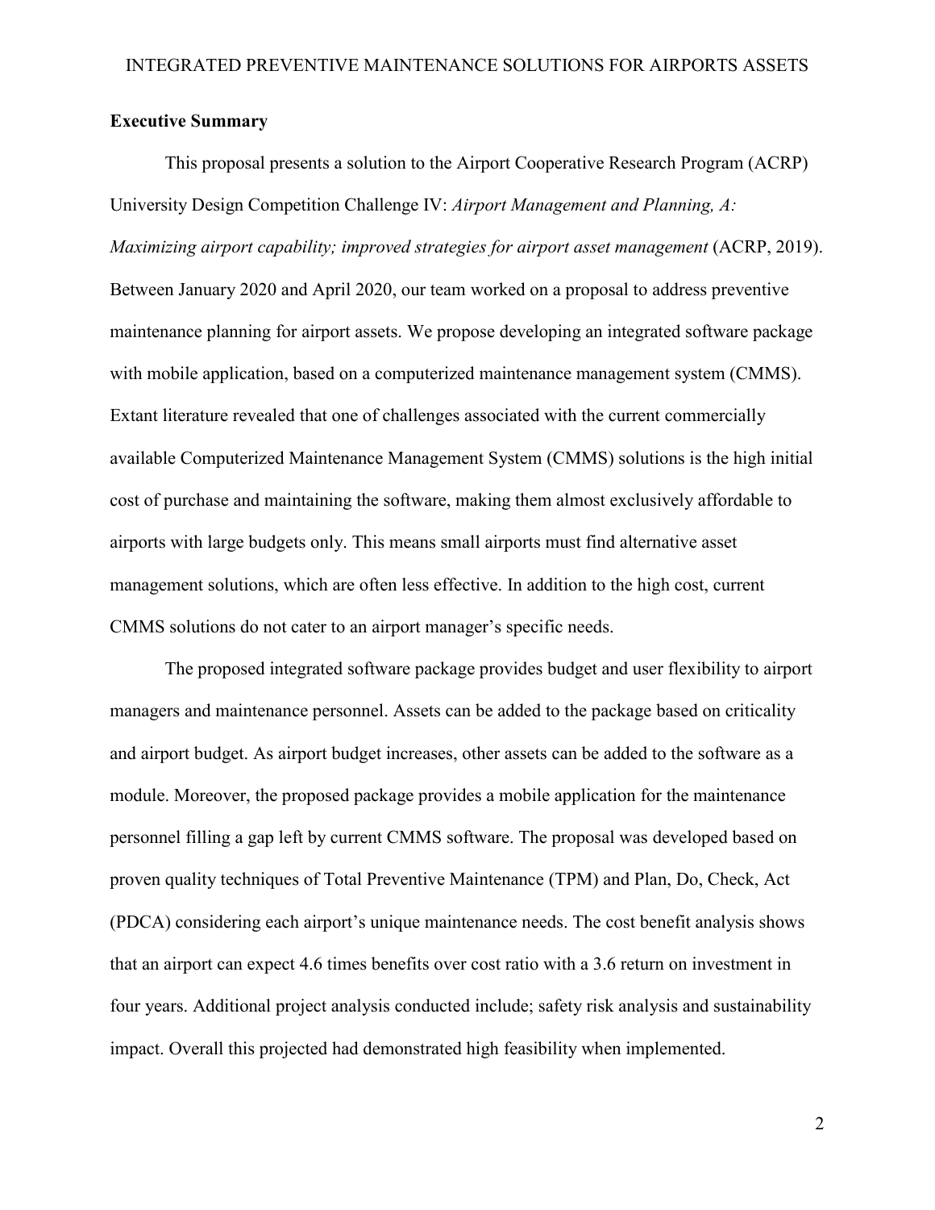**Executive Summary**

This proposal presents a solution to the Airport Cooperative Research Program (ACRP) University Design Competition Challenge IV: *Airport Management and Planning, A: Maximizing airport capability; improved strategies for airport asset management* (ACRP, 2019). Between January 2020 and April 2020, our team worked on a proposal to address preventive maintenance planning for airport assets. We propose developing an integrated software package with mobile application, based on a computerized maintenance management system (CMMS). Extant literature revealed that one of challenges associated with the current commercially available Computerized Maintenance Management System (CMMS) solutions is the high initial cost of purchase and maintaining the software, making them almost exclusively affordable to airports with large budgets only. This means small airports must find alternative asset management solutions, which are often less effective. In addition to the high cost, current CMMS solutions do not cater to an airport manager's specific needs.

The proposed integrated software package provides budget and user flexibility to airport managers and maintenance personnel. Assets can be added to the package based on criticality and airport budget. As airport budget increases, other assets can be added to the software as a module. Moreover, the proposed package provides a mobile application for the maintenance personnel filling a gap left by current CMMS software. The proposal was developed based on proven quality techniques of Total Preventive Maintenance (TPM) and Plan, Do, Check, Act (PDCA) considering each airport's unique maintenance needs. The cost benefit analysis shows that an airport can expect 4.6 times benefits over cost ratio with a 3.6 return on investment in four years. Additional project analysis conducted include; safety risk analysis and sustainability impact. Overall this projected had demonstrated high feasibility when implemented.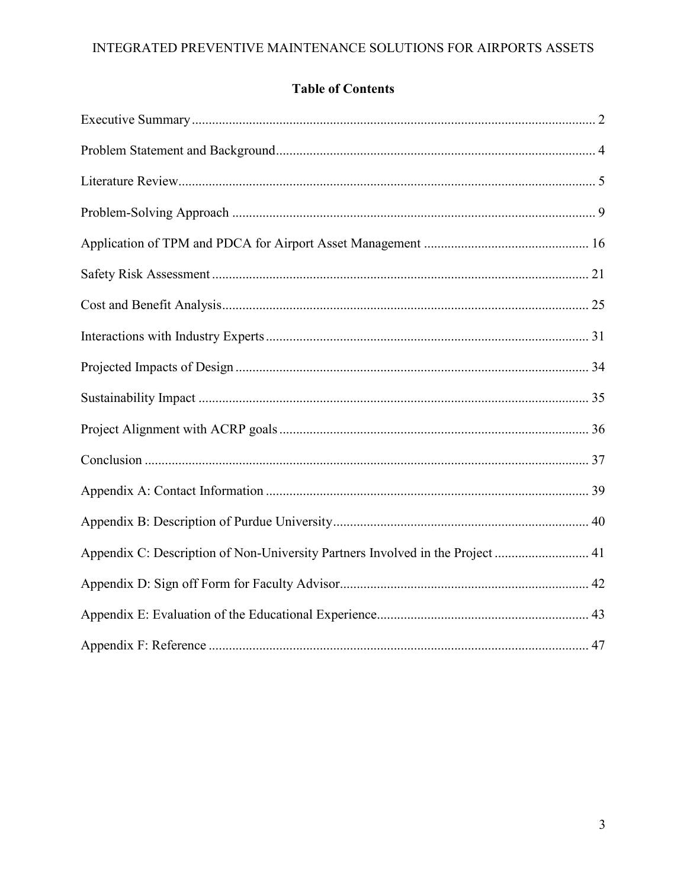# Table of Contents

Executive Summary ... 2

Problem Statement and Background ... 4

Literature Review ... 5

Problem-Solving Approach ... 9

Application of TPM and PDCA for Airport Asset Management ... 16

Safety Risk Assessment ... 21

Cost and Benefit Analysis ... 25

Interactions with Industry Experts ... 31

Projected Impacts of Design ... 34

Sustainability Impact ... 35

Project Alignment with ACRP goals ... 36

Conclusion ... 37

Appendix A: Contact Information ... 39

Appendix B: Description of Purdue University ... 40

Appendix C: Description of Non-University Partners Involved in the Project ... 41

Appendix D: Sign off Form for Faculty Advisor ... 42

Appendix E: Evaluation of the Educational Experience ... 43

Appendix F: Reference ... 47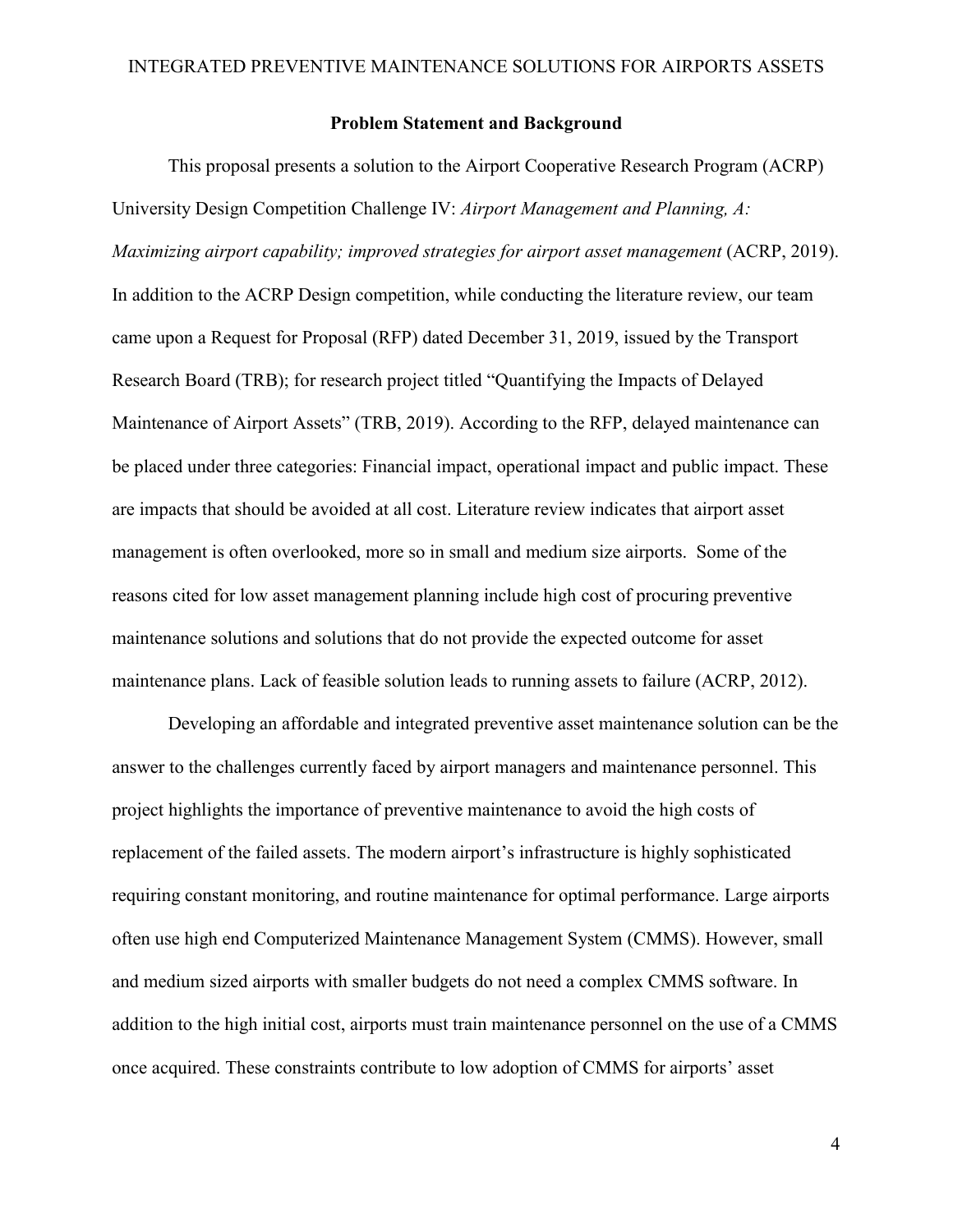## Problem Statement and Background

This proposal presents a solution to the Airport Cooperative Research Program (ACRP) University Design Competition Challenge IV: *Airport Management and Planning, A: Maximizing airport capability; improved strategies for airport asset management* (ACRP, 2019). In addition to the ACRP Design competition, while conducting the literature review, our team came upon a Request for Proposal (RFP) dated December 31, 2019, issued by the Transport Research Board (TRB); for research project titled "Quantifying the Impacts of Delayed Maintenance of Airport Assets" (TRB, 2019). According to the RFP, delayed maintenance can be placed under three categories: Financial impact, operational impact and public impact. These are impacts that should be avoided at all cost. Literature review indicates that airport asset management is often overlooked, more so in small and medium size airports. Some of the reasons cited for low asset management planning include high cost of procuring preventive maintenance solutions and solutions that do not provide the expected outcome for asset maintenance plans. Lack of feasible solution leads to running assets to failure (ACRP, 2012).

Developing an affordable and integrated preventive asset maintenance solution can be the answer to the challenges currently faced by airport managers and maintenance personnel. This project highlights the importance of preventive maintenance to avoid the high costs of replacement of the failed assets. The modern airport's infrastructure is highly sophisticated requiring constant monitoring, and routine maintenance for optimal performance. Large airports often use high end Computerized Maintenance Management System (CMMS). However, small and medium sized airports with smaller budgets do not need a complex CMMS software. In addition to the high initial cost, airports must train maintenance personnel on the use of a CMMS once acquired. These constraints contribute to low adoption of CMMS for airports' asset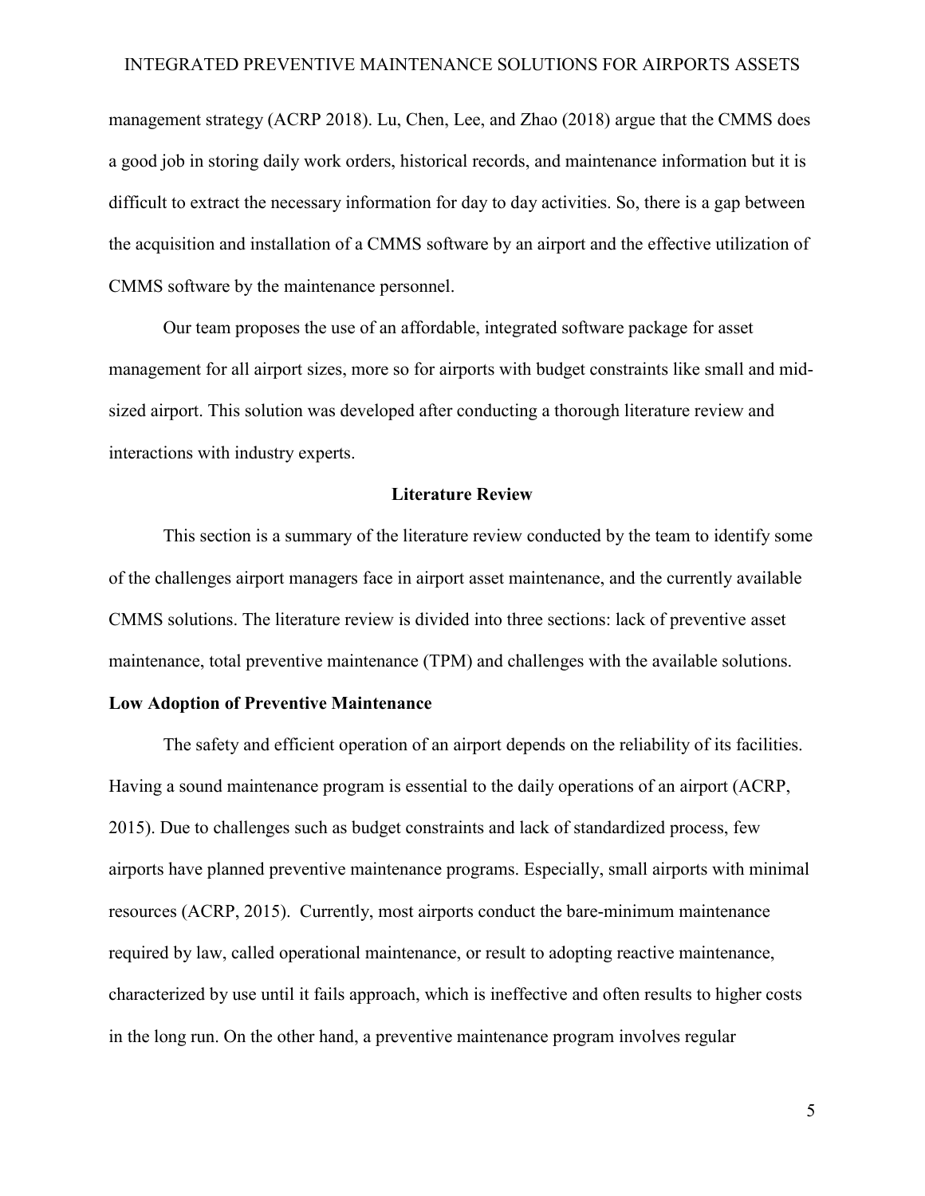management strategy (ACRP 2018). Lu, Chen, Lee, and Zhao (2018) argue that the CMMS does a good job in storing daily work orders, historical records, and maintenance information but it is difficult to extract the necessary information for day to day activities. So, there is a gap between the acquisition and installation of a CMMS software by an airport and the effective utilization of CMMS software by the maintenance personnel.

Our team proposes the use of an affordable, integrated software package for asset management for all airport sizes, more so for airports with budget constraints like small and mid-sized airport. This solution was developed after conducting a thorough literature review and interactions with industry experts.

## Literature Review

This section is a summary of the literature review conducted by the team to identify some of the challenges airport managers face in airport asset maintenance, and the currently available CMMS solutions. The literature review is divided into three sections: lack of preventive asset maintenance, total preventive maintenance (TPM) and challenges with the available solutions.

### Low Adoption of Preventive Maintenance

The safety and efficient operation of an airport depends on the reliability of its facilities. Having a sound maintenance program is essential to the daily operations of an airport (ACRP, 2015). Due to challenges such as budget constraints and lack of standardized process, few airports have planned preventive maintenance programs. Especially, small airports with minimal resources (ACRP, 2015). Currently, most airports conduct the bare-minimum maintenance required by law, called operational maintenance, or result to adopting reactive maintenance, characterized by use until it fails approach, which is ineffective and often results to higher costs in the long run. On the other hand, a preventive maintenance program involves regular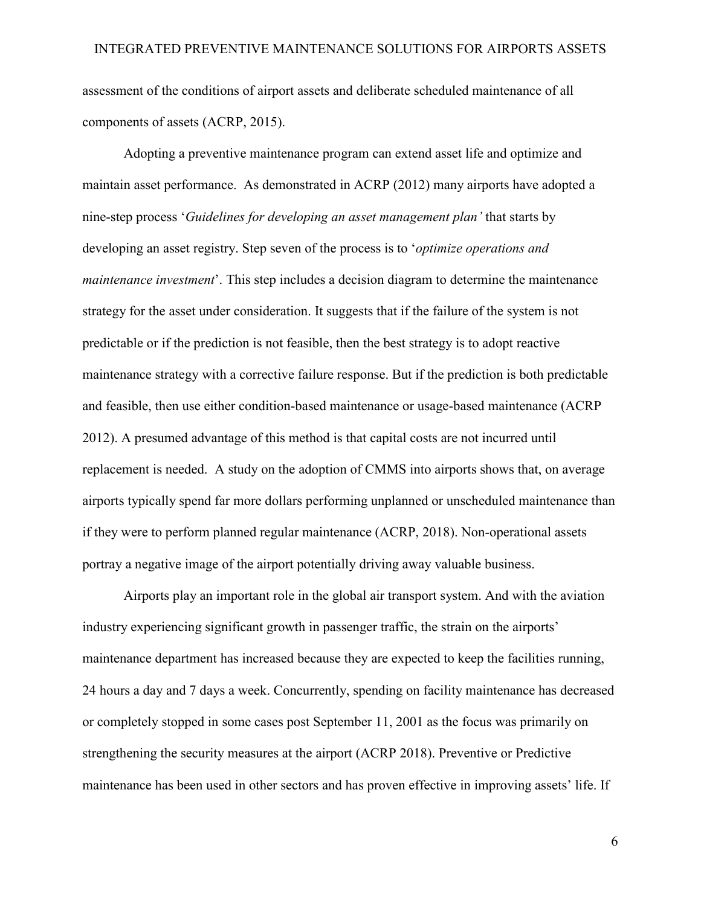assessment of the conditions of airport assets and deliberate scheduled maintenance of all components of assets (ACRP, 2015).

Adopting a preventive maintenance program can extend asset life and optimize and maintain asset performance. As demonstrated in ACRP (2012) many airports have adopted a nine-step process '*Guidelines for developing an asset management plan'* that starts by developing an asset registry. Step seven of the process is to '*optimize operations and maintenance investment*'. This step includes a decision diagram to determine the maintenance strategy for the asset under consideration. It suggests that if the failure of the system is not predictable or if the prediction is not feasible, then the best strategy is to adopt reactive maintenance strategy with a corrective failure response. But if the prediction is both predictable and feasible, then use either condition-based maintenance or usage-based maintenance (ACRP 2012). A presumed advantage of this method is that capital costs are not incurred until replacement is needed. A study on the adoption of CMMS into airports shows that, on average airports typically spend far more dollars performing unplanned or unscheduled maintenance than if they were to perform planned regular maintenance (ACRP, 2018). Non-operational assets portray a negative image of the airport potentially driving away valuable business.

Airports play an important role in the global air transport system. And with the aviation industry experiencing significant growth in passenger traffic, the strain on the airports' maintenance department has increased because they are expected to keep the facilities running, 24 hours a day and 7 days a week. Concurrently, spending on facility maintenance has decreased or completely stopped in some cases post September 11, 2001 as the focus was primarily on strengthening the security measures at the airport (ACRP 2018). Preventive or Predictive maintenance has been used in other sectors and has proven effective in improving assets' life. If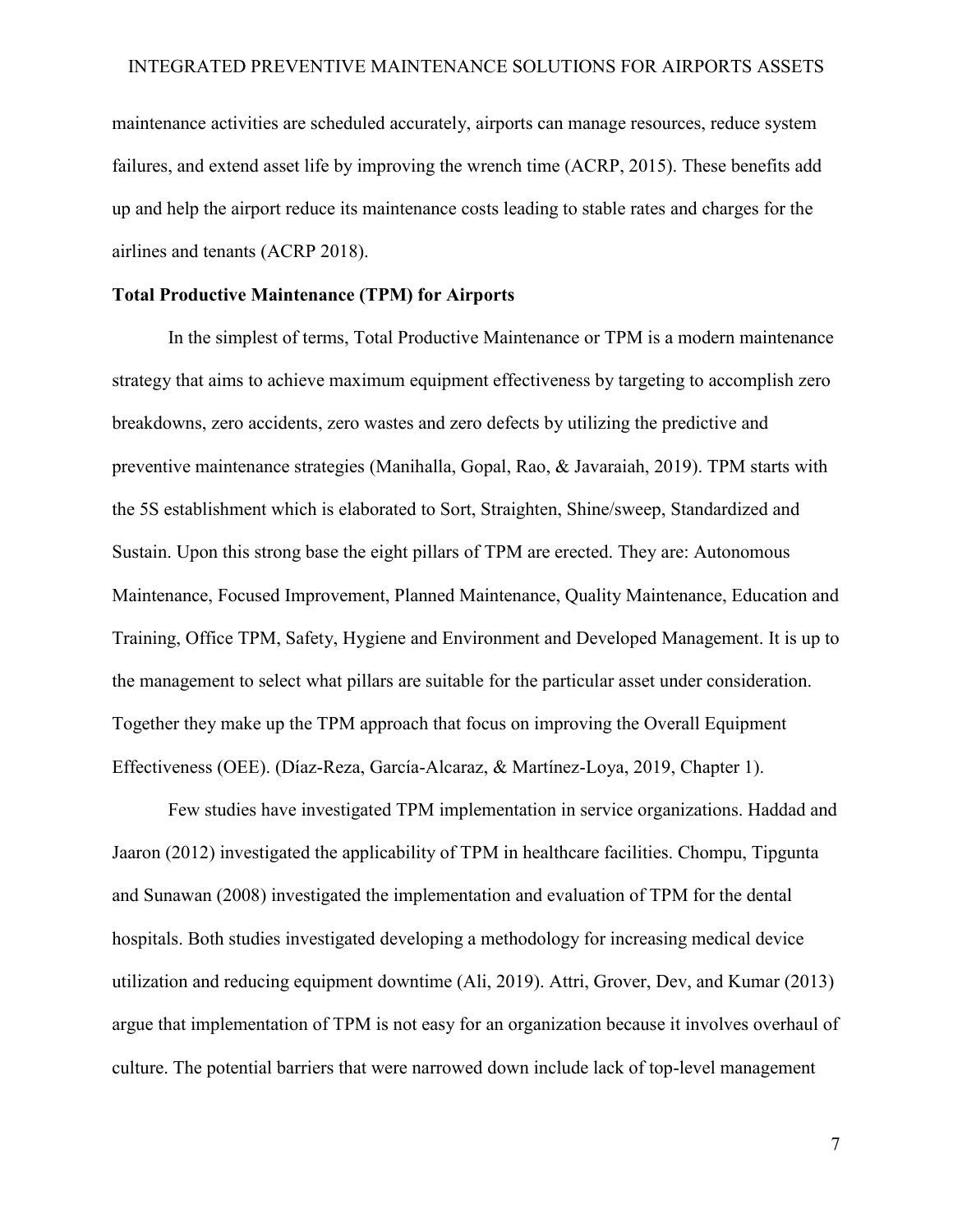maintenance activities are scheduled accurately, airports can manage resources, reduce system failures, and extend asset life by improving the wrench time (ACRP, 2015). These benefits add up and help the airport reduce its maintenance costs leading to stable rates and charges for the airlines and tenants (ACRP 2018).

**Total Productive Maintenance (TPM) for Airports**

In the simplest of terms, Total Productive Maintenance or TPM is a modern maintenance strategy that aims to achieve maximum equipment effectiveness by targeting to accomplish zero breakdowns, zero accidents, zero wastes and zero defects by utilizing the predictive and preventive maintenance strategies (Manihalla, Gopal, Rao, & Javaraiah, 2019). TPM starts with the 5S establishment which is elaborated to Sort, Straighten, Shine/sweep, Standardized and Sustain. Upon this strong base the eight pillars of TPM are erected. They are: Autonomous Maintenance, Focused Improvement, Planned Maintenance, Quality Maintenance, Education and Training, Office TPM, Safety, Hygiene and Environment and Developed Management. It is up to the management to select what pillars are suitable for the particular asset under consideration. Together they make up the TPM approach that focus on improving the Overall Equipment Effectiveness (OEE). (Díaz-Reza, García-Alcaraz, & Martínez-Loya, 2019, Chapter 1).

Few studies have investigated TPM implementation in service organizations. Haddad and Jaaron (2012) investigated the applicability of TPM in healthcare facilities. Chompu, Tipgunta and Sunawan (2008) investigated the implementation and evaluation of TPM for the dental hospitals. Both studies investigated developing a methodology for increasing medical device utilization and reducing equipment downtime (Ali, 2019). Attri, Grover, Dev, and Kumar (2013) argue that implementation of TPM is not easy for an organization because it involves overhaul of culture. The potential barriers that were narrowed down include lack of top-level management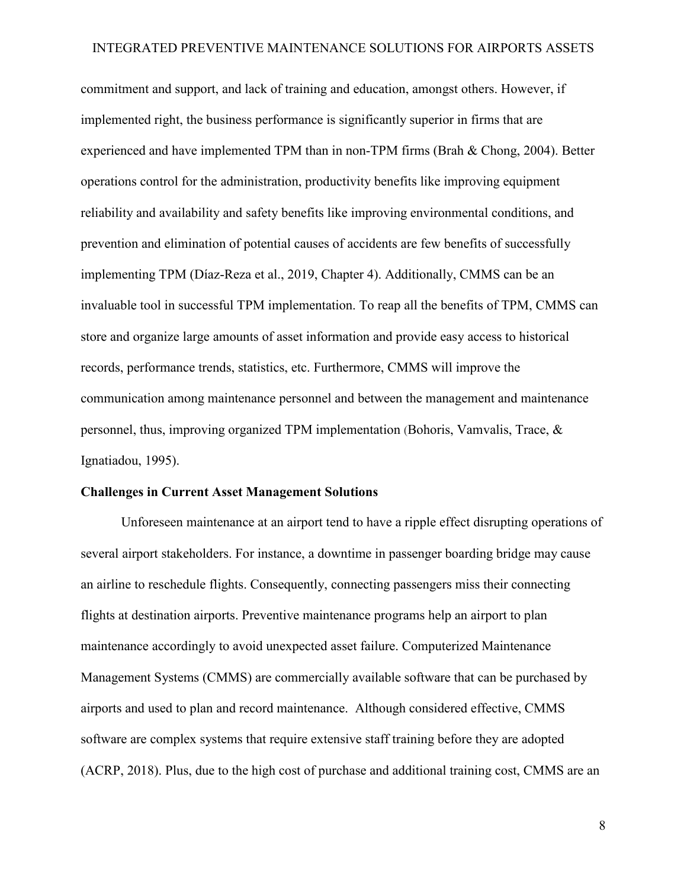commitment and support, and lack of training and education, amongst others. However, if implemented right, the business performance is significantly superior in firms that are experienced and have implemented TPM than in non-TPM firms (Brah & Chong, 2004). Better operations control for the administration, productivity benefits like improving equipment reliability and availability and safety benefits like improving environmental conditions, and prevention and elimination of potential causes of accidents are few benefits of successfully implementing TPM (Díaz-Reza et al., 2019, Chapter 4). Additionally, CMMS can be an invaluable tool in successful TPM implementation. To reap all the benefits of TPM, CMMS can store and organize large amounts of asset information and provide easy access to historical records, performance trends, statistics, etc. Furthermore, CMMS will improve the communication among maintenance personnel and between the management and maintenance personnel, thus, improving organized TPM implementation (Bohoris, Vamvalis, Trace, & Ignatiadou, 1995).

**Challenges in Current Asset Management Solutions**

Unforeseen maintenance at an airport tend to have a ripple effect disrupting operations of several airport stakeholders. For instance, a downtime in passenger boarding bridge may cause an airline to reschedule flights. Consequently, connecting passengers miss their connecting flights at destination airports. Preventive maintenance programs help an airport to plan maintenance accordingly to avoid unexpected asset failure. Computerized Maintenance Management Systems (CMMS) are commercially available software that can be purchased by airports and used to plan and record maintenance. Although considered effective, CMMS software are complex systems that require extensive staff training before they are adopted (ACRP, 2018). Plus, due to the high cost of purchase and additional training cost, CMMS are an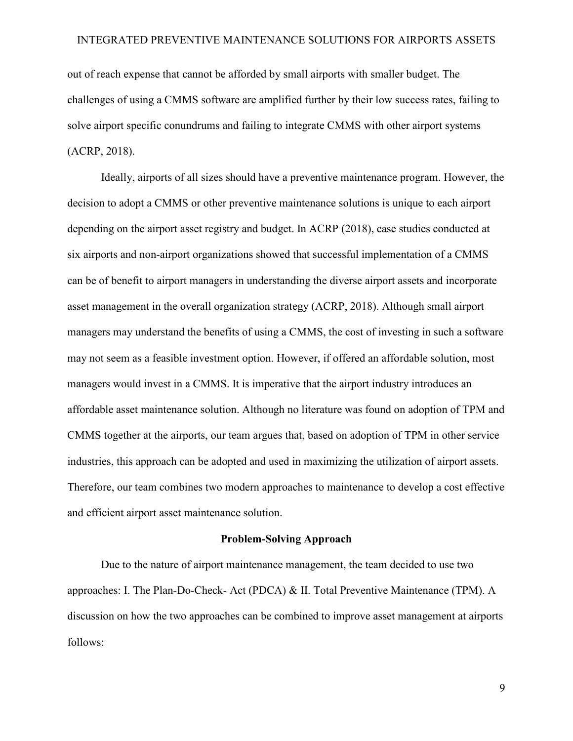out of reach expense that cannot be afforded by small airports with smaller budget. The challenges of using a CMMS software are amplified further by their low success rates, failing to solve airport specific conundrums and failing to integrate CMMS with other airport systems (ACRP, 2018).

Ideally, airports of all sizes should have a preventive maintenance program. However, the decision to adopt a CMMS or other preventive maintenance solutions is unique to each airport depending on the airport asset registry and budget. In ACRP (2018), case studies conducted at six airports and non-airport organizations showed that successful implementation of a CMMS can be of benefit to airport managers in understanding the diverse airport assets and incorporate asset management in the overall organization strategy (ACRP, 2018). Although small airport managers may understand the benefits of using a CMMS, the cost of investing in such a software may not seem as a feasible investment option. However, if offered an affordable solution, most managers would invest in a CMMS. It is imperative that the airport industry introduces an affordable asset maintenance solution. Although no literature was found on adoption of TPM and CMMS together at the airports, our team argues that, based on adoption of TPM in other service industries, this approach can be adopted and used in maximizing the utilization of airport assets. Therefore, our team combines two modern approaches to maintenance to develop a cost effective and efficient airport asset maintenance solution.

## Problem-Solving Approach

Due to the nature of airport maintenance management, the team decided to use two approaches: I. The Plan-Do-Check- Act (PDCA) & II. Total Preventive Maintenance (TPM). A discussion on how the two approaches can be combined to improve asset management at airports follows: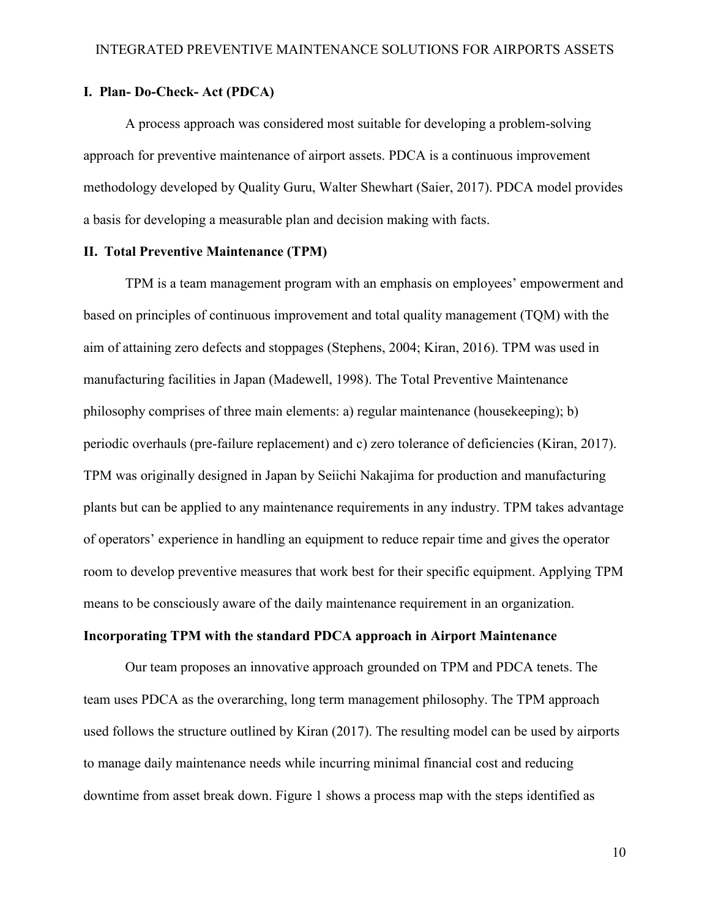### I. Plan- Do-Check- Act (PDCA)

A process approach was considered most suitable for developing a problem-solving approach for preventive maintenance of airport assets. PDCA is a continuous improvement methodology developed by Quality Guru, Walter Shewhart (Saier, 2017). PDCA model provides a basis for developing a measurable plan and decision making with facts.

### II. Total Preventive Maintenance (TPM)

TPM is a team management program with an emphasis on employees' empowerment and based on principles of continuous improvement and total quality management (TQM) with the aim of attaining zero defects and stoppages (Stephens, 2004; Kiran, 2016). TPM was used in manufacturing facilities in Japan (Madewell, 1998). The Total Preventive Maintenance philosophy comprises of three main elements: a) regular maintenance (housekeeping); b) periodic overhauls (pre-failure replacement) and c) zero tolerance of deficiencies (Kiran, 2017). TPM was originally designed in Japan by Seiichi Nakajima for production and manufacturing plants but can be applied to any maintenance requirements in any industry. TPM takes advantage of operators' experience in handling an equipment to reduce repair time and gives the operator room to develop preventive measures that work best for their specific equipment. Applying TPM means to be consciously aware of the daily maintenance requirement in an organization.

### Incorporating TPM with the standard PDCA approach in Airport Maintenance

Our team proposes an innovative approach grounded on TPM and PDCA tenets. The team uses PDCA as the overarching, long term management philosophy. The TPM approach used follows the structure outlined by Kiran (2017). The resulting model can be used by airports to manage daily maintenance needs while incurring minimal financial cost and reducing downtime from asset break down. Figure 1 shows a process map with the steps identified as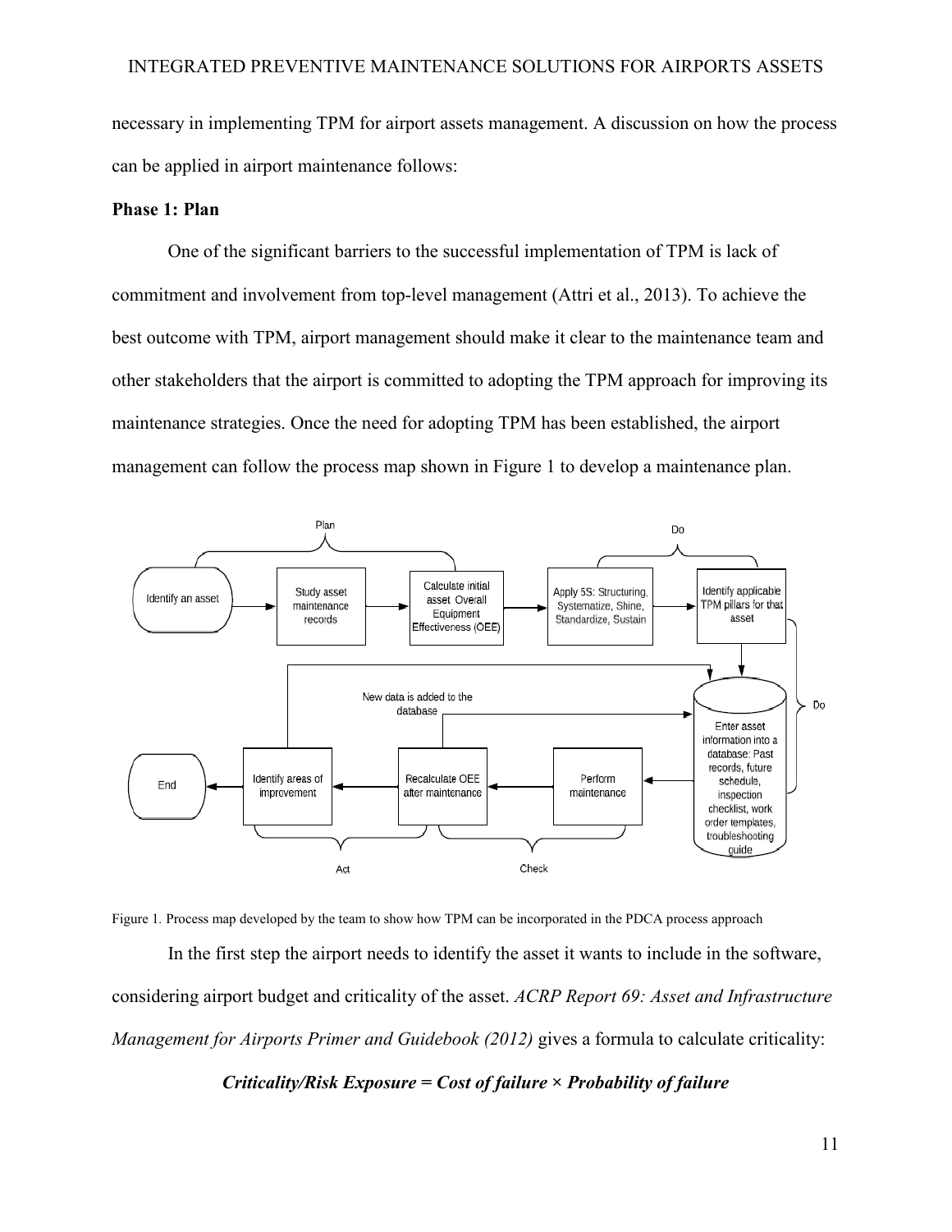necessary in implementing TPM for airport assets management. A discussion on how the process can be applied in airport maintenance follows:

**Phase 1: Plan**

One of the significant barriers to the successful implementation of TPM is lack of commitment and involvement from top-level management (Attri et al., 2013). To achieve the best outcome with TPM, airport management should make it clear to the maintenance team and other stakeholders that the airport is committed to adopting the TPM approach for improving its maintenance strategies. Once the need for adopting TPM has been established, the airport management can follow the process map shown in Figure 1 to develop a maintenance plan.

Figure 1. Process map developed by the team to show how TPM can be incorporated in the PDCA process approach

In the first step the airport needs to identify the asset it wants to include in the software, considering airport budget and criticality of the asset. *ACRP Report 69: Asset and Infrastructure Management for Airports Primer and Guidebook (2012)* gives a formula to calculate criticality:

***Criticality/Risk Exposure = Cost of failure × Probability of failure***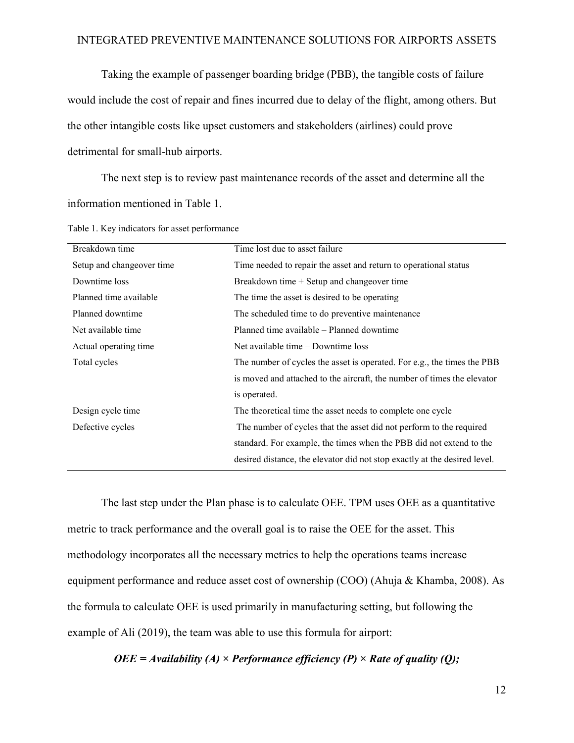Taking the example of passenger boarding bridge (PBB), the tangible costs of failure would include the cost of repair and fines incurred due to delay of the flight, among others. But the other intangible costs like upset customers and stakeholders (airlines) could prove detrimental for small-hub airports.

The next step is to review past maintenance records of the asset and determine all the information mentioned in Table 1.

Table 1. Key indicators for asset performance

| | |
|---|---|
| Breakdown time | Time lost due to asset failure |
| Setup and changeover time | Time needed to repair the asset and return to operational status |
| Downtime loss | Breakdown time + Setup and changeover time |
| Planned time available | The time the asset is desired to be operating |
| Planned downtime | The scheduled time to do preventive maintenance |
| Net available time | Planned time available – Planned downtime |
| Actual operating time | Net available time – Downtime loss |
| Total cycles | The number of cycles the asset is operated. For e.g., the times the PBB is moved and attached to the aircraft, the number of times the elevator is operated. |
| Design cycle time | The theoretical time the asset needs to complete one cycle |
| Defective cycles | The number of cycles that the asset did not perform to the required standard. For example, the times when the PBB did not extend to the desired distance, the elevator did not stop exactly at the desired level. |

The last step under the Plan phase is to calculate OEE. TPM uses OEE as a quantitative metric to track performance and the overall goal is to raise the OEE for the asset. This methodology incorporates all the necessary metrics to help the operations teams increase equipment performance and reduce asset cost of ownership (COO) (Ahuja & Khamba, 2008). As the formula to calculate OEE is used primarily in manufacturing setting, but following the example of Ali (2019), the team was able to use this formula for airport:

$$OEE = Availability\ (A) \times Performance\ efficiency\ (P) \times Rate\ of\ quality\ (Q);$$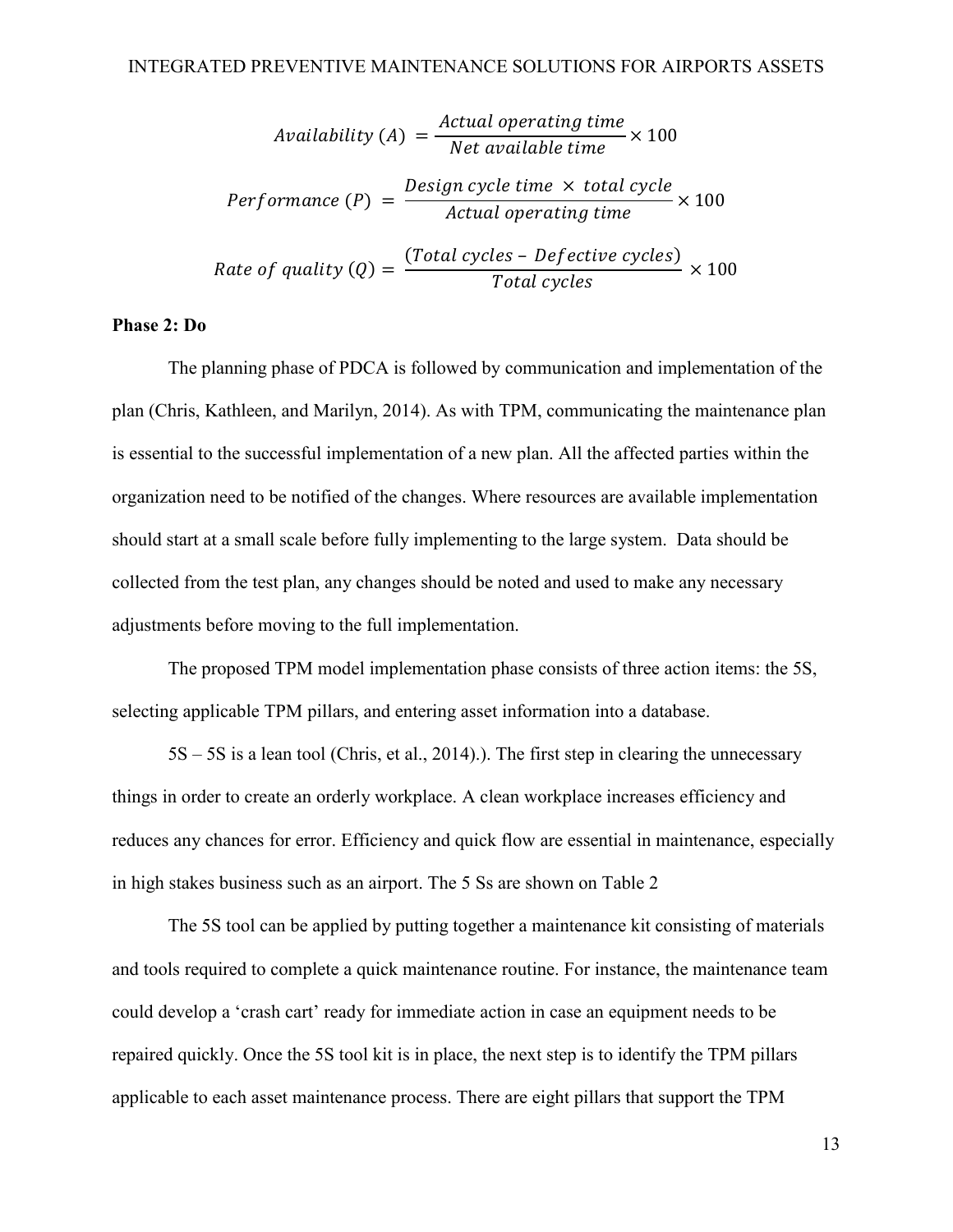$$Availability\ (A) = \frac{Actual\ operating\ time}{Net\ available\ time} \times 100$$

$$Performance\ (P) = \frac{Design\ cycle\ time\ \times\ total\ cycle}{Actual\ operating\ time} \times 100$$

$$Rate\ of\ quality\ (Q) = \frac{(Total\ cycles - Defective\ cycles)}{Total\ cycles} \times 100$$

**Phase 2: Do**

The planning phase of PDCA is followed by communication and implementation of the plan (Chris, Kathleen, and Marilyn, 2014). As with TPM, communicating the maintenance plan is essential to the successful implementation of a new plan. All the affected parties within the organization need to be notified of the changes. Where resources are available implementation should start at a small scale before fully implementing to the large system. Data should be collected from the test plan, any changes should be noted and used to make any necessary adjustments before moving to the full implementation.

The proposed TPM model implementation phase consists of three action items: the 5S, selecting applicable TPM pillars, and entering asset information into a database.

5S – 5S is a lean tool (Chris, et al., 2014).). The first step in clearing the unnecessary things in order to create an orderly workplace. A clean workplace increases efficiency and reduces any chances for error. Efficiency and quick flow are essential in maintenance, especially in high stakes business such as an airport. The 5 Ss are shown on Table 2

The 5S tool can be applied by putting together a maintenance kit consisting of materials and tools required to complete a quick maintenance routine. For instance, the maintenance team could develop a 'crash cart' ready for immediate action in case an equipment needs to be repaired quickly. Once the 5S tool kit is in place, the next step is to identify the TPM pillars applicable to each asset maintenance process. There are eight pillars that support the TPM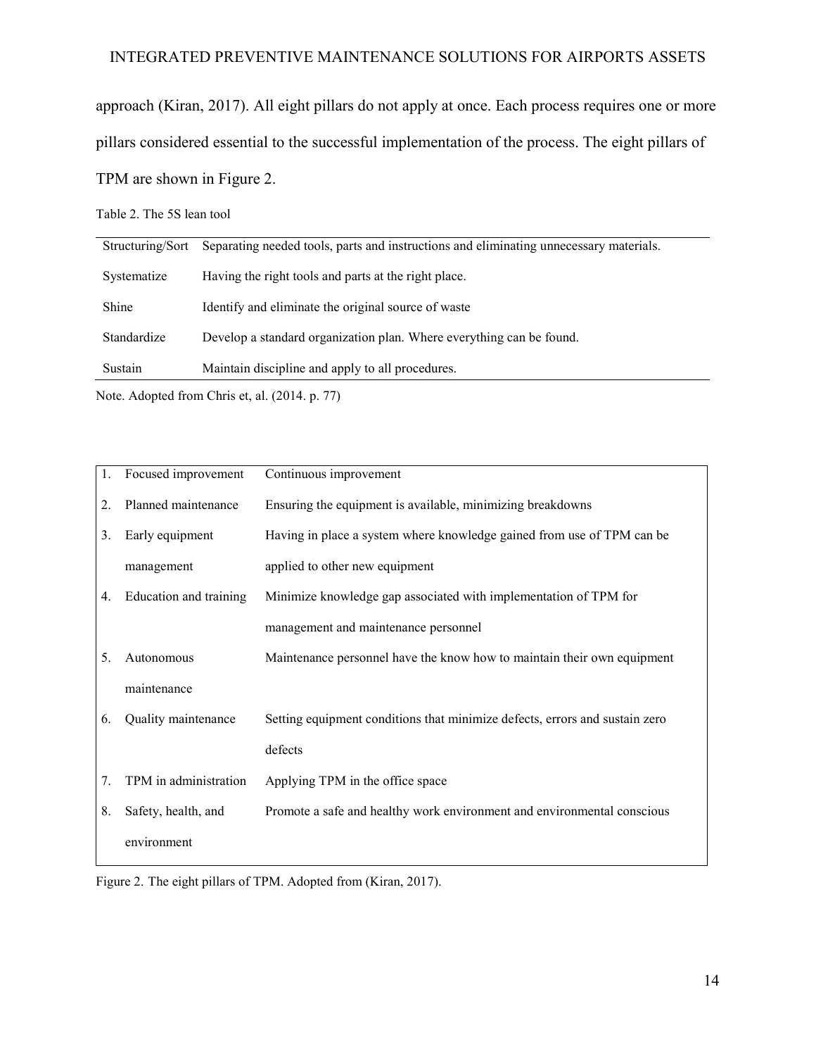approach (Kiran, 2017). All eight pillars do not apply at once. Each process requires one or more pillars considered essential to the successful implementation of the process. The eight pillars of TPM are shown in Figure 2.

Table 2. The 5S lean tool

| | |
|---|---|
| Structuring/Sort | Separating needed tools, parts and instructions and eliminating unnecessary materials. |
| Systematize | Having the right tools and parts at the right place. |
| Shine | Identify and eliminate the original source of waste |
| Standardize | Develop a standard organization plan. Where everything can be found. |
| Sustain | Maintain discipline and apply to all procedures. |

Note. Adopted from Chris et, al. (2014. p. 77)

| | | |
|---|---|---|
| 1. | Focused improvement | Continuous improvement |
| 2. | Planned maintenance | Ensuring the equipment is available, minimizing breakdowns |
| 3. | Early equipment management | Having in place a system where knowledge gained from use of TPM can be applied to other new equipment |
| 4. | Education and training | Minimize knowledge gap associated with implementation of TPM for management and maintenance personnel |
| 5. | Autonomous maintenance | Maintenance personnel have the know how to maintain their own equipment |
| 6. | Quality maintenance | Setting equipment conditions that minimize defects, errors and sustain zero defects |
| 7. | TPM in administration | Applying TPM in the office space |
| 8. | Safety, health, and environment | Promote a safe and healthy work environment and environmental conscious |

Figure 2. The eight pillars of TPM. Adopted from (Kiran, 2017).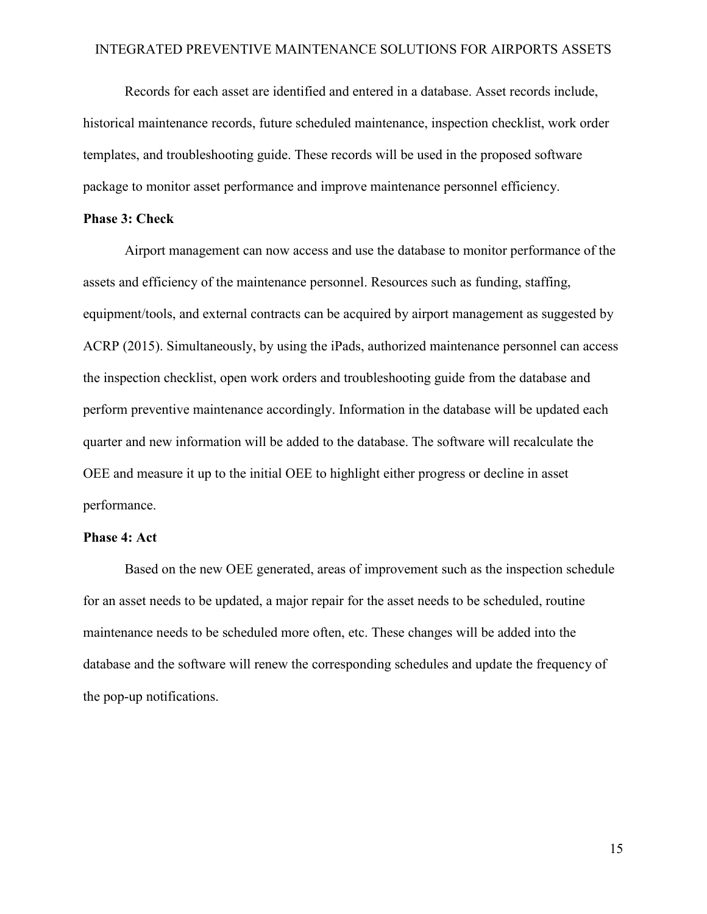Records for each asset are identified and entered in a database. Asset records include, historical maintenance records, future scheduled maintenance, inspection checklist, work order templates, and troubleshooting guide. These records will be used in the proposed software package to monitor asset performance and improve maintenance personnel efficiency.

**Phase 3: Check**

Airport management can now access and use the database to monitor performance of the assets and efficiency of the maintenance personnel. Resources such as funding, staffing, equipment/tools, and external contracts can be acquired by airport management as suggested by ACRP (2015). Simultaneously, by using the iPads, authorized maintenance personnel can access the inspection checklist, open work orders and troubleshooting guide from the database and perform preventive maintenance accordingly. Information in the database will be updated each quarter and new information will be added to the database. The software will recalculate the OEE and measure it up to the initial OEE to highlight either progress or decline in asset performance.

**Phase 4: Act**

Based on the new OEE generated, areas of improvement such as the inspection schedule for an asset needs to be updated, a major repair for the asset needs to be scheduled, routine maintenance needs to be scheduled more often, etc. These changes will be added into the database and the software will renew the corresponding schedules and update the frequency of the pop-up notifications.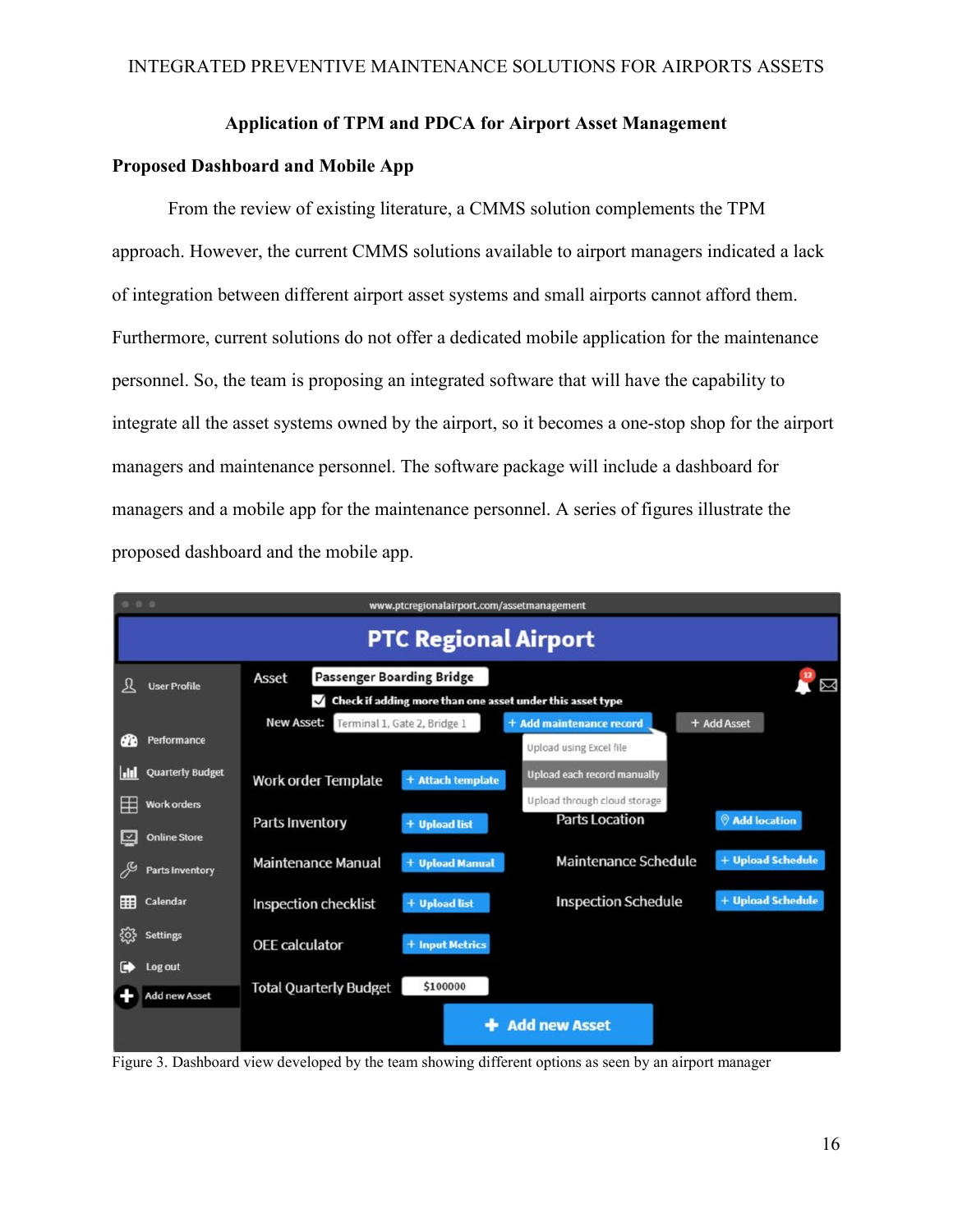## Application of TPM and PDCA for Airport Asset Management

### Proposed Dashboard and Mobile App

From the review of existing literature, a CMMS solution complements the TPM approach. However, the current CMMS solutions available to airport managers indicated a lack of integration between different airport asset systems and small airports cannot afford them. Furthermore, current solutions do not offer a dedicated mobile application for the maintenance personnel. So, the team is proposing an integrated software that will have the capability to integrate all the asset systems owned by the airport, so it becomes a one-stop shop for the airport managers and maintenance personnel. The software package will include a dashboard for managers and a mobile app for the maintenance personnel. A series of figures illustrate the proposed dashboard and the mobile app.

Figure 3. Dashboard view developed by the team showing different options as seen by an airport manager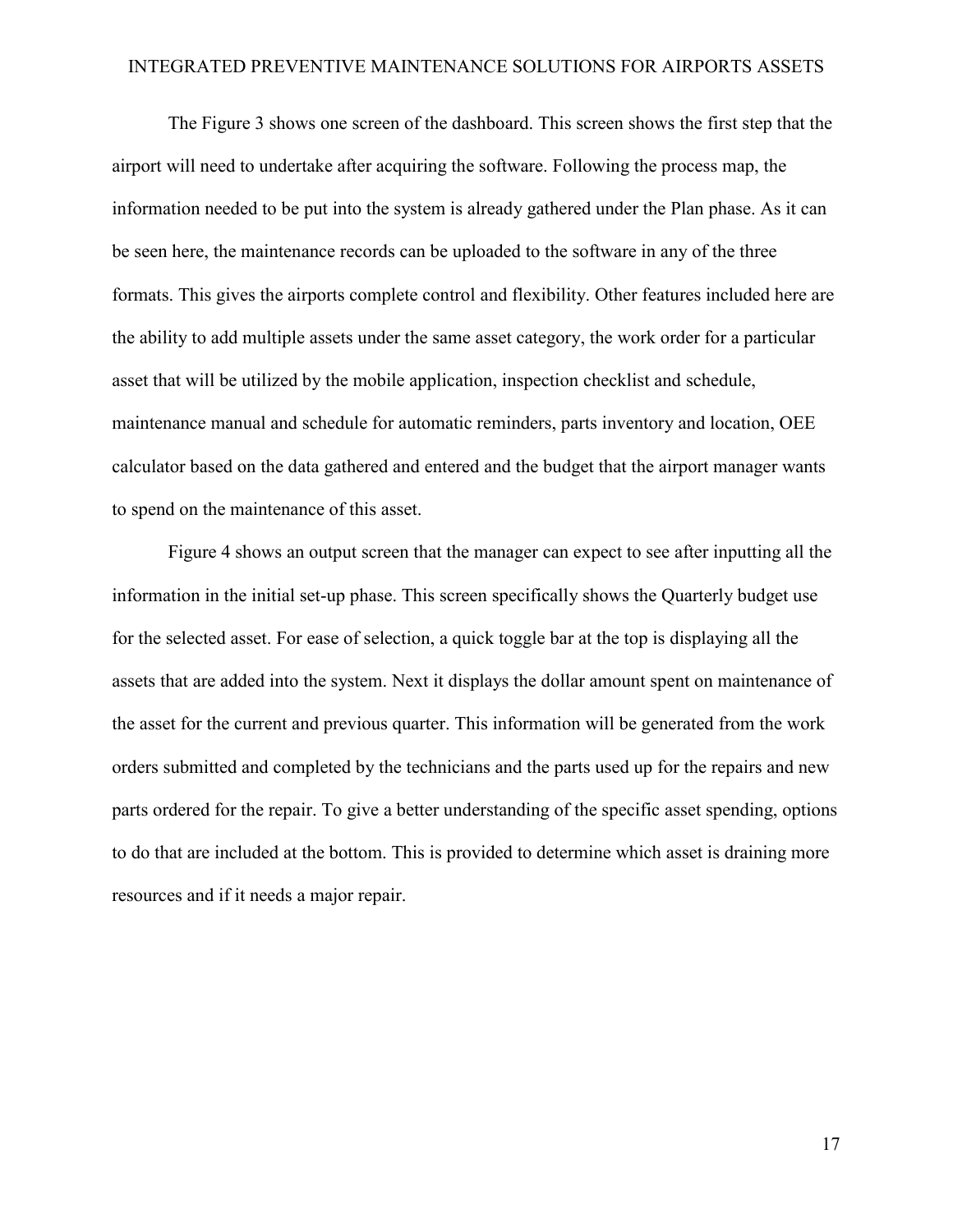The Figure 3 shows one screen of the dashboard. This screen shows the first step that the airport will need to undertake after acquiring the software. Following the process map, the information needed to be put into the system is already gathered under the Plan phase. As it can be seen here, the maintenance records can be uploaded to the software in any of the three formats. This gives the airports complete control and flexibility. Other features included here are the ability to add multiple assets under the same asset category, the work order for a particular asset that will be utilized by the mobile application, inspection checklist and schedule, maintenance manual and schedule for automatic reminders, parts inventory and location, OEE calculator based on the data gathered and entered and the budget that the airport manager wants to spend on the maintenance of this asset.

Figure 4 shows an output screen that the manager can expect to see after inputting all the information in the initial set-up phase. This screen specifically shows the Quarterly budget use for the selected asset. For ease of selection, a quick toggle bar at the top is displaying all the assets that are added into the system. Next it displays the dollar amount spent on maintenance of the asset for the current and previous quarter. This information will be generated from the work orders submitted and completed by the technicians and the parts used up for the repairs and new parts ordered for the repair. To give a better understanding of the specific asset spending, options to do that are included at the bottom. This is provided to determine which asset is draining more resources and if it needs a major repair.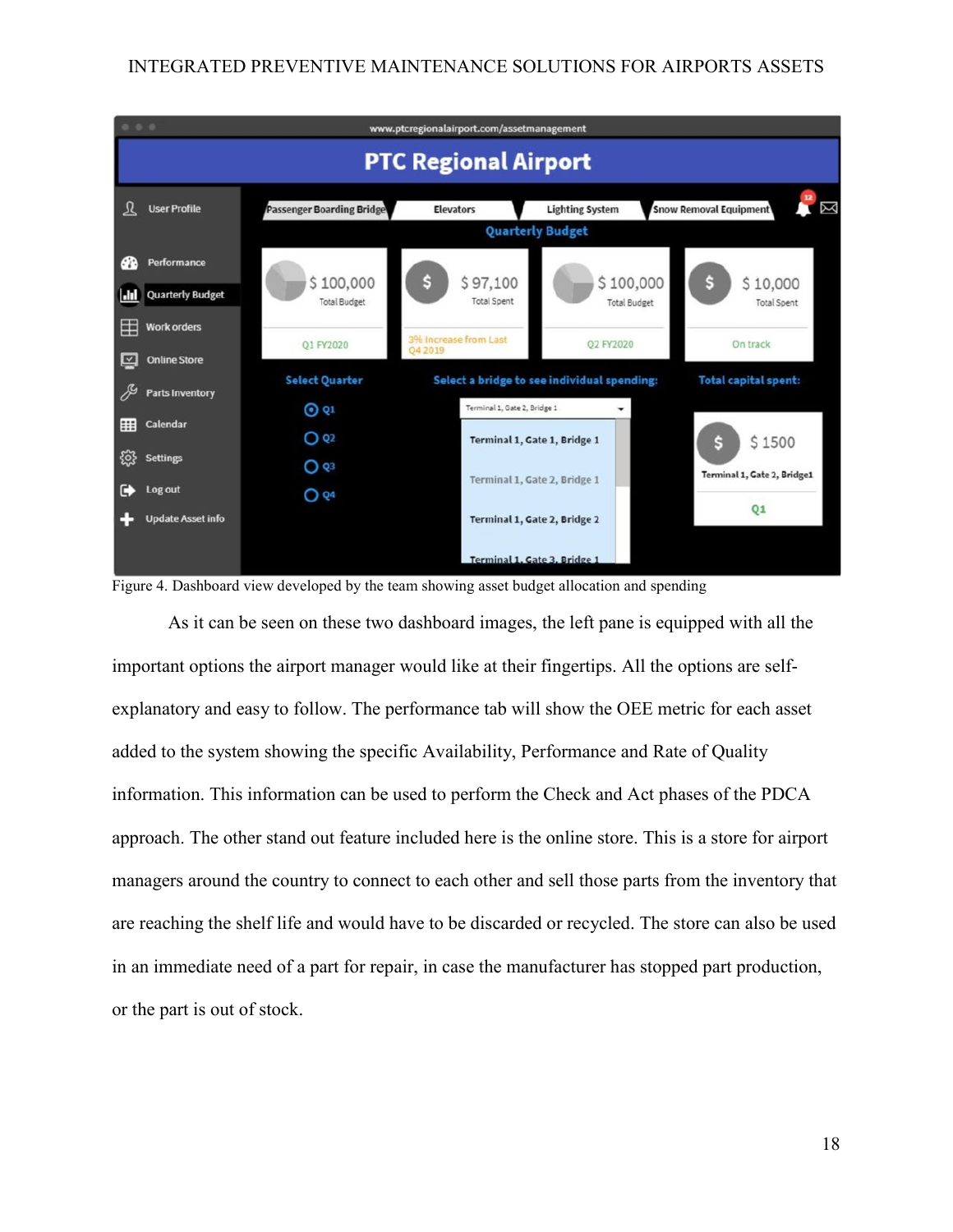Figure 4. Dashboard view developed by the team showing asset budget allocation and spending

As it can be seen on these two dashboard images, the left pane is equipped with all the important options the airport manager would like at their fingertips. All the options are self-explanatory and easy to follow. The performance tab will show the OEE metric for each asset added to the system showing the specific Availability, Performance and Rate of Quality information. This information can be used to perform the Check and Act phases of the PDCA approach. The other stand out feature included here is the online store. This is a store for airport managers around the country to connect to each other and sell those parts from the inventory that are reaching the shelf life and would have to be discarded or recycled. The store can also be used in an immediate need of a part for repair, in case the manufacturer has stopped part production, or the part is out of stock.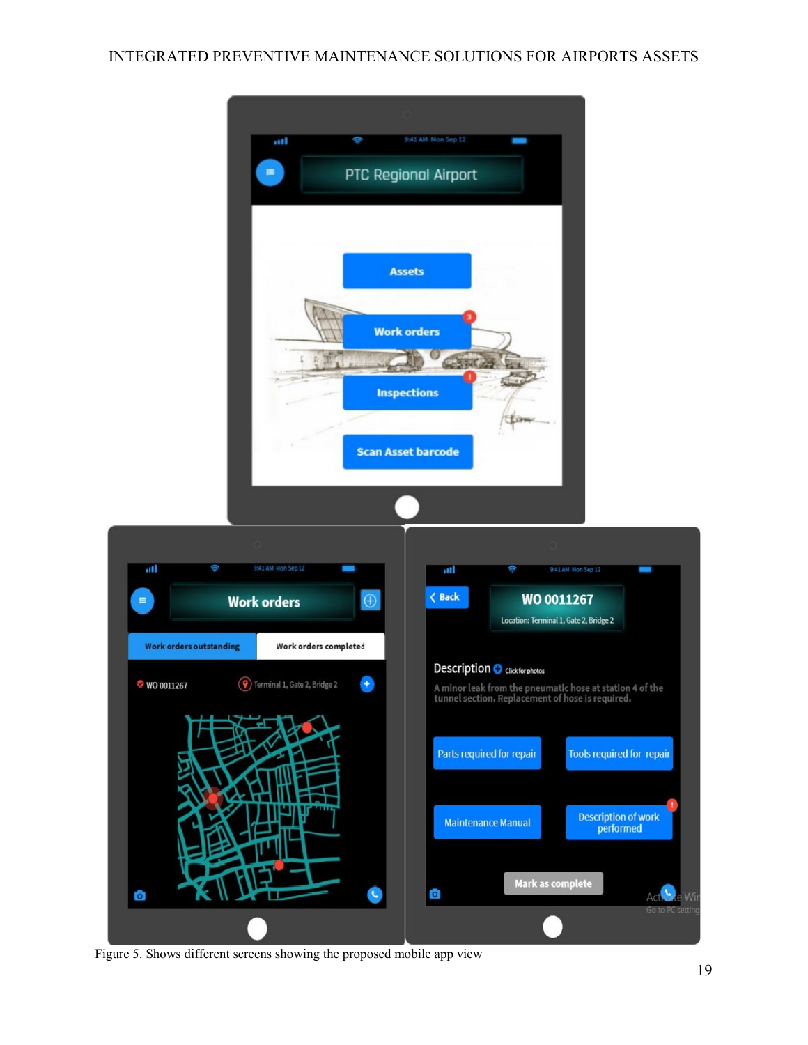Figure 5. Shows different screens showing the proposed mobile app view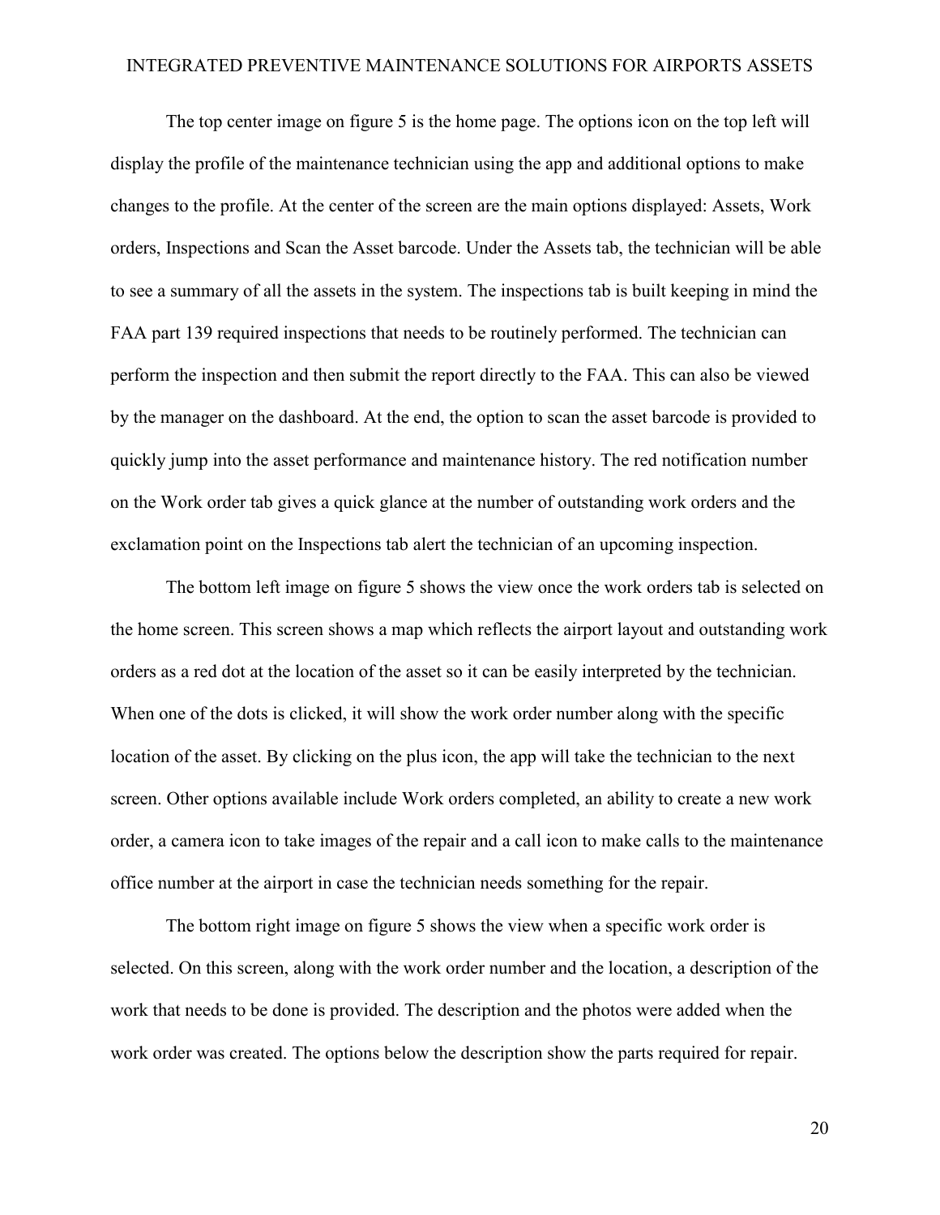The top center image on figure 5 is the home page. The options icon on the top left will display the profile of the maintenance technician using the app and additional options to make changes to the profile. At the center of the screen are the main options displayed: Assets, Work orders, Inspections and Scan the Asset barcode. Under the Assets tab, the technician will be able to see a summary of all the assets in the system. The inspections tab is built keeping in mind the FAA part 139 required inspections that needs to be routinely performed. The technician can perform the inspection and then submit the report directly to the FAA. This can also be viewed by the manager on the dashboard. At the end, the option to scan the asset barcode is provided to quickly jump into the asset performance and maintenance history. The red notification number on the Work order tab gives a quick glance at the number of outstanding work orders and the exclamation point on the Inspections tab alert the technician of an upcoming inspection.

The bottom left image on figure 5 shows the view once the work orders tab is selected on the home screen. This screen shows a map which reflects the airport layout and outstanding work orders as a red dot at the location of the asset so it can be easily interpreted by the technician. When one of the dots is clicked, it will show the work order number along with the specific location of the asset. By clicking on the plus icon, the app will take the technician to the next screen. Other options available include Work orders completed, an ability to create a new work order, a camera icon to take images of the repair and a call icon to make calls to the maintenance office number at the airport in case the technician needs something for the repair.

The bottom right image on figure 5 shows the view when a specific work order is selected. On this screen, along with the work order number and the location, a description of the work that needs to be done is provided. The description and the photos were added when the work order was created. The options below the description show the parts required for repair.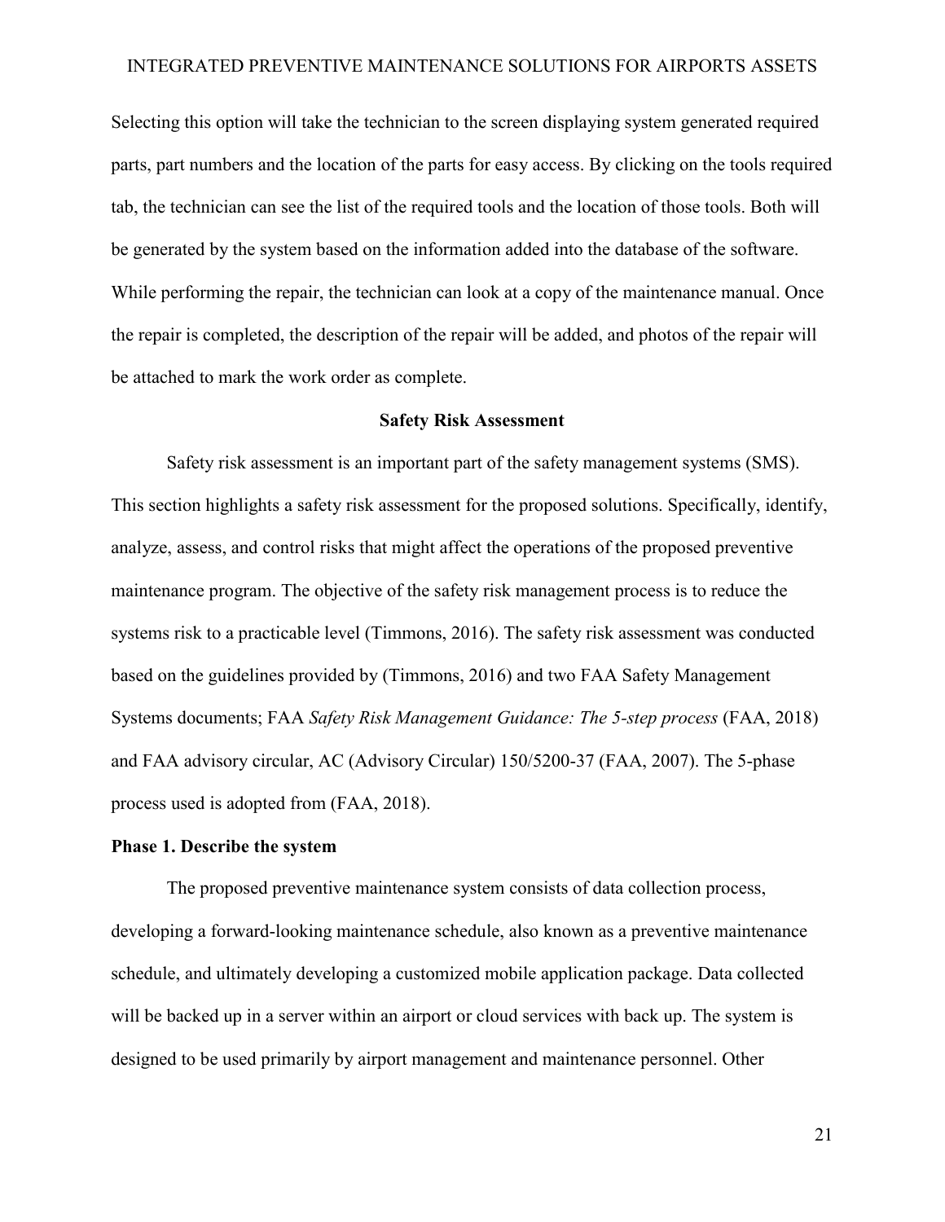Selecting this option will take the technician to the screen displaying system generated required parts, part numbers and the location of the parts for easy access. By clicking on the tools required tab, the technician can see the list of the required tools and the location of those tools. Both will be generated by the system based on the information added into the database of the software. While performing the repair, the technician can look at a copy of the maintenance manual. Once the repair is completed, the description of the repair will be added, and photos of the repair will be attached to mark the work order as complete.

## Safety Risk Assessment

Safety risk assessment is an important part of the safety management systems (SMS). This section highlights a safety risk assessment for the proposed solutions. Specifically, identify, analyze, assess, and control risks that might affect the operations of the proposed preventive maintenance program. The objective of the safety risk management process is to reduce the systems risk to a practicable level (Timmons, 2016). The safety risk assessment was conducted based on the guidelines provided by (Timmons, 2016) and two FAA Safety Management Systems documents; FAA *Safety Risk Management Guidance: The 5-step process* (FAA, 2018) and FAA advisory circular, AC (Advisory Circular) 150/5200-37 (FAA, 2007). The 5-phase process used is adopted from (FAA, 2018).

### Phase 1. Describe the system

The proposed preventive maintenance system consists of data collection process, developing a forward-looking maintenance schedule, also known as a preventive maintenance schedule, and ultimately developing a customized mobile application package. Data collected will be backed up in a server within an airport or cloud services with back up. The system is designed to be used primarily by airport management and maintenance personnel. Other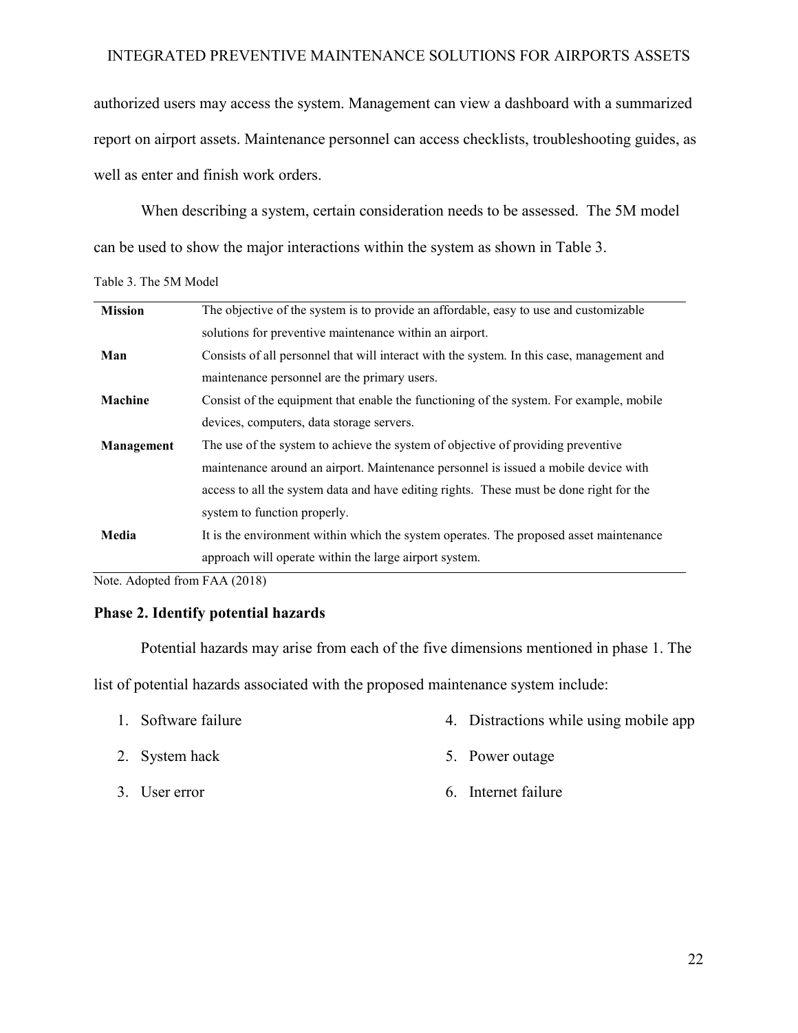authorized users may access the system. Management can view a dashboard with a summarized report on airport assets. Maintenance personnel can access checklists, troubleshooting guides, as well as enter and finish work orders.

When describing a system, certain consideration needs to be assessed. The 5M model can be used to show the major interactions within the system as shown in Table 3.

Table 3. The 5M Model

| | |
|---|---|
| **Mission** | The objective of the system is to provide an affordable, easy to use and customizable solutions for preventive maintenance within an airport. |
| **Man** | Consists of all personnel that will interact with the system. In this case, management and maintenance personnel are the primary users. |
| **Machine** | Consist of the equipment that enable the functioning of the system. For example, mobile devices, computers, data storage servers. |
| **Management** | The use of the system to achieve the system of objective of providing preventive maintenance around an airport. Maintenance personnel is issued a mobile device with access to all the system data and have editing rights. These must be done right for the system to function properly. |
| **Media** | It is the environment within which the system operates. The proposed asset maintenance approach will operate within the large airport system. |

Note. Adopted from FAA (2018)

### Phase 2. Identify potential hazards

Potential hazards may arise from each of the five dimensions mentioned in phase 1. The list of potential hazards associated with the proposed maintenance system include:

1. Software failure
2. System hack
3. User error
4. Distractions while using mobile app
5. Power outage
6. Internet failure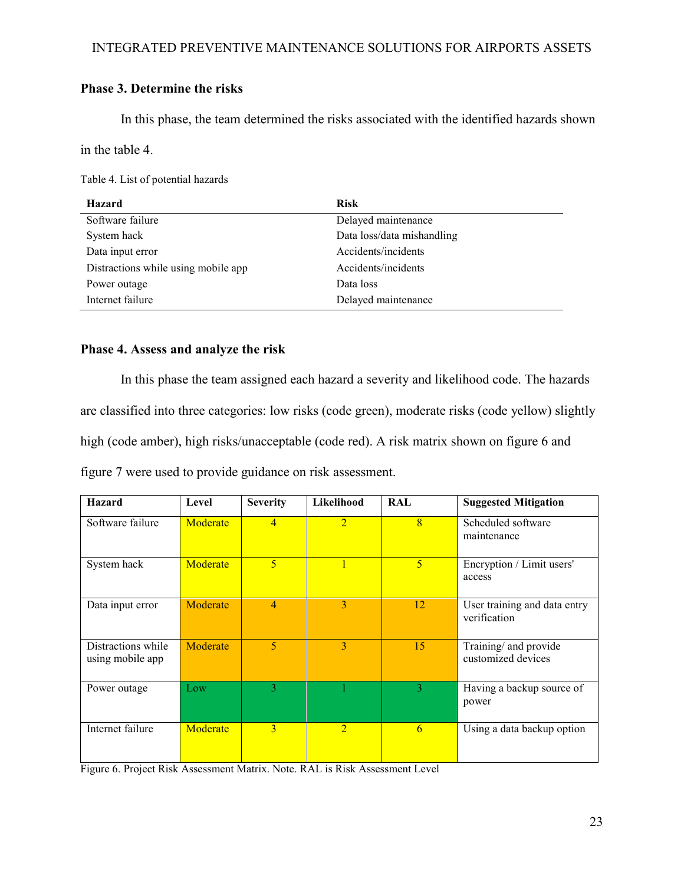### Phase 3. Determine the risks

In this phase, the team determined the risks associated with the identified hazards shown in the table 4.

Table 4. List of potential hazards

| Hazard | Risk |
|---|---|
| Software failure | Delayed maintenance |
| System hack | Data loss/data mishandling |
| Data input error | Accidents/incidents |
| Distractions while using mobile app | Accidents/incidents |
| Power outage | Data loss |
| Internet failure | Delayed maintenance |

### Phase 4. Assess and analyze the risk

In this phase the team assigned each hazard a severity and likelihood code. The hazards are classified into three categories: low risks (code green), moderate risks (code yellow) slightly high (code amber), high risks/unacceptable (code red). A risk matrix shown on figure 6 and figure 7 were used to provide guidance on risk assessment.

| Hazard | Level | Severity | Likelihood | RAL | Suggested Mitigation |
|---|---|---|---|---|---|
| Software failure | Moderate | 4 | 2 | 8 | Scheduled software maintenance |
| System hack | Moderate | 5 | 1 | 5 | Encryption / Limit users' access |
| Data input error | Moderate | 4 | 3 | 12 | User training and data entry verification |
| Distractions while using mobile app | Moderate | 5 | 3 | 15 | Training/ and provide customized devices |
| Power outage | Low | 3 | 1 | 3 | Having a backup source of power |
| Internet failure | Moderate | 3 | 2 | 6 | Using a data backup option |

Figure 6. Project Risk Assessment Matrix. Note. RAL is Risk Assessment Level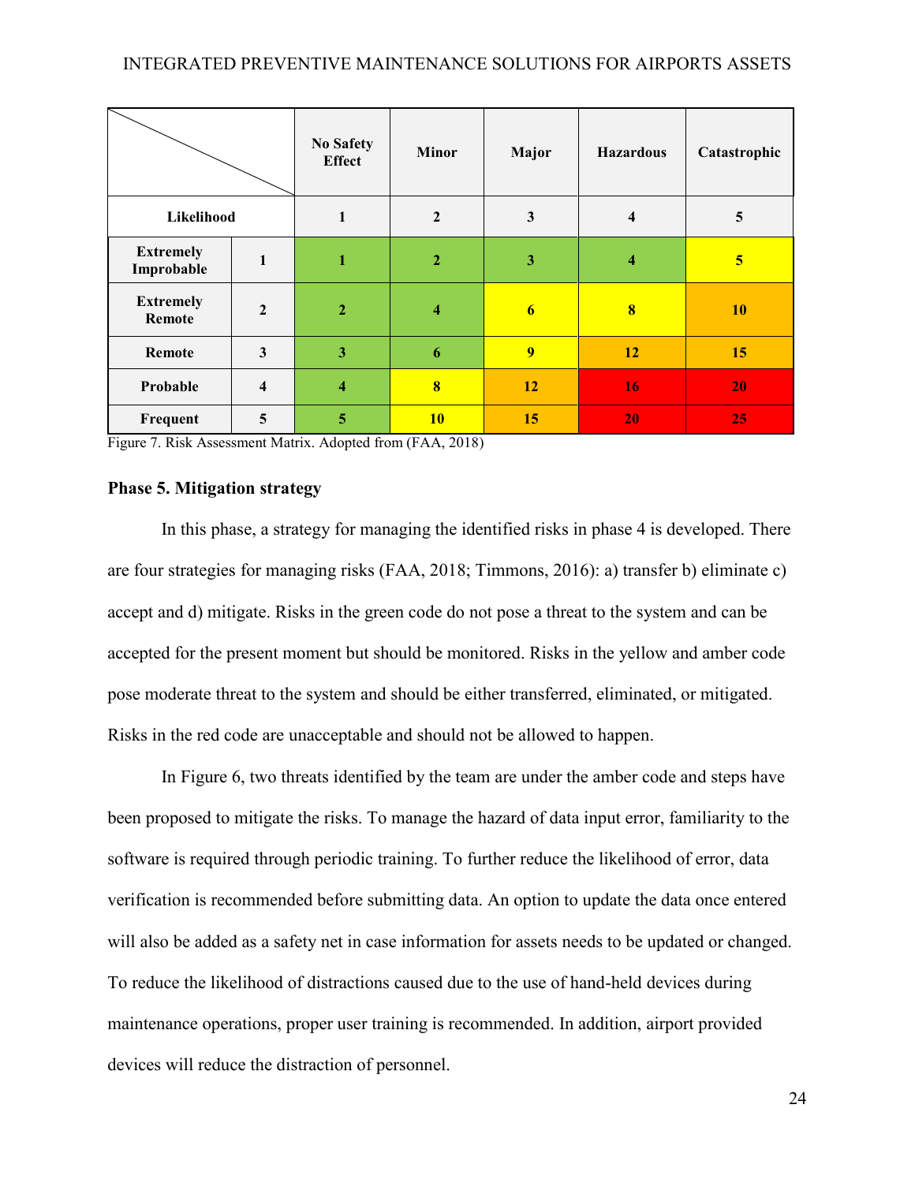| | | No Safety Effect | Minor | Major | Hazardous | Catastrophic |
|---|---|---|---|---|---|---|
| **Likelihood** | | **1** | **2** | **3** | **4** | **5** |
| **Extremely Improbable** | **1** | 1 | 2 | 3 | 4 | 5 |
| **Extremely Remote** | **2** | 2 | 4 | 6 | 8 | 10 |
| **Remote** | **3** | 3 | 6 | 9 | 12 | 15 |
| **Probable** | **4** | 4 | 8 | 12 | 16 | 20 |
| **Frequent** | **5** | 5 | 10 | 15 | 20 | 25 |

Figure 7. Risk Assessment Matrix. Adopted from (FAA, 2018)

### Phase 5. Mitigation strategy

In this phase, a strategy for managing the identified risks in phase 4 is developed. There are four strategies for managing risks (FAA, 2018; Timmons, 2016): a) transfer b) eliminate c) accept and d) mitigate. Risks in the green code do not pose a threat to the system and can be accepted for the present moment but should be monitored. Risks in the yellow and amber code pose moderate threat to the system and should be either transferred, eliminated, or mitigated. Risks in the red code are unacceptable and should not be allowed to happen.

In Figure 6, two threats identified by the team are under the amber code and steps have been proposed to mitigate the risks. To manage the hazard of data input error, familiarity to the software is required through periodic training. To further reduce the likelihood of error, data verification is recommended before submitting data. An option to update the data once entered will also be added as a safety net in case information for assets needs to be updated or changed. To reduce the likelihood of distractions caused due to the use of hand-held devices during maintenance operations, proper user training is recommended. In addition, airport provided devices will reduce the distraction of personnel.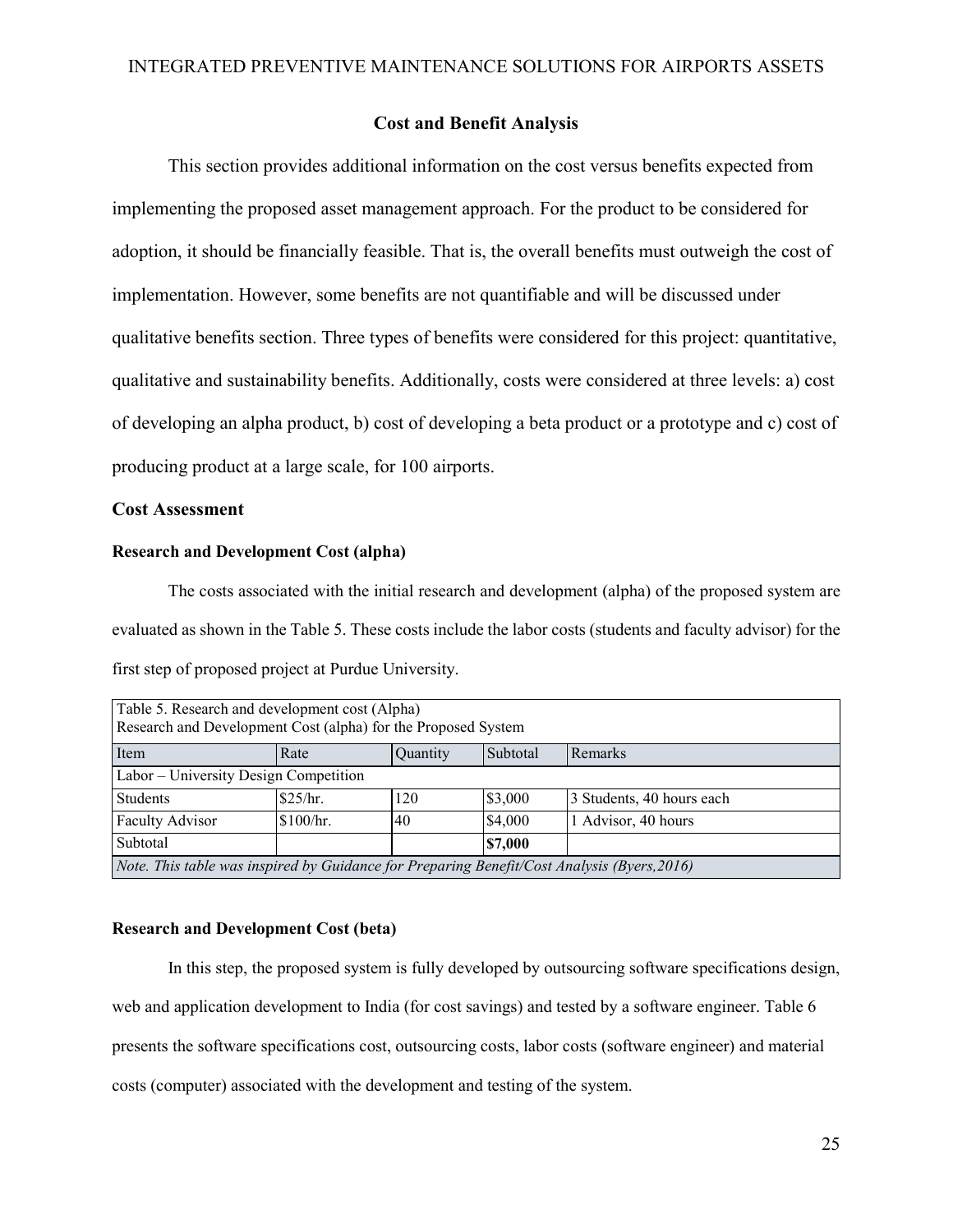## Cost and Benefit Analysis

This section provides additional information on the cost versus benefits expected from implementing the proposed asset management approach. For the product to be considered for adoption, it should be financially feasible. That is, the overall benefits must outweigh the cost of implementation. However, some benefits are not quantifiable and will be discussed under qualitative benefits section. Three types of benefits were considered for this project: quantitative, qualitative and sustainability benefits. Additionally, costs were considered at three levels: a) cost of developing an alpha product, b) cost of developing a beta product or a prototype and c) cost of producing product at a large scale, for 100 airports.

### Cost Assessment

#### Research and Development Cost (alpha)

The costs associated with the initial research and development (alpha) of the proposed system are evaluated as shown in the Table 5. These costs include the labor costs (students and faculty advisor) for the first step of proposed project at Purdue University.

Table 5. Research and development cost (Alpha)
Research and Development Cost (alpha) for the Proposed System

| Item | Rate | Quantity | Subtotal | Remarks |
|---|---|---|---|---|
| Labor – University Design Competition | | | | |
| Students | $25/hr. | 120 | $3,000 | 3 Students, 40 hours each |
| Faculty Advisor | $100/hr. | 40 | $4,000 | 1 Advisor, 40 hours |
| Subtotal | | | **$7,000** | |

*Note. This table was inspired by Guidance for Preparing Benefit/Cost Analysis (Byers,2016)*

#### Research and Development Cost (beta)

In this step, the proposed system is fully developed by outsourcing software specifications design, web and application development to India (for cost savings) and tested by a software engineer. Table 6 presents the software specifications cost, outsourcing costs, labor costs (software engineer) and material costs (computer) associated with the development and testing of the system.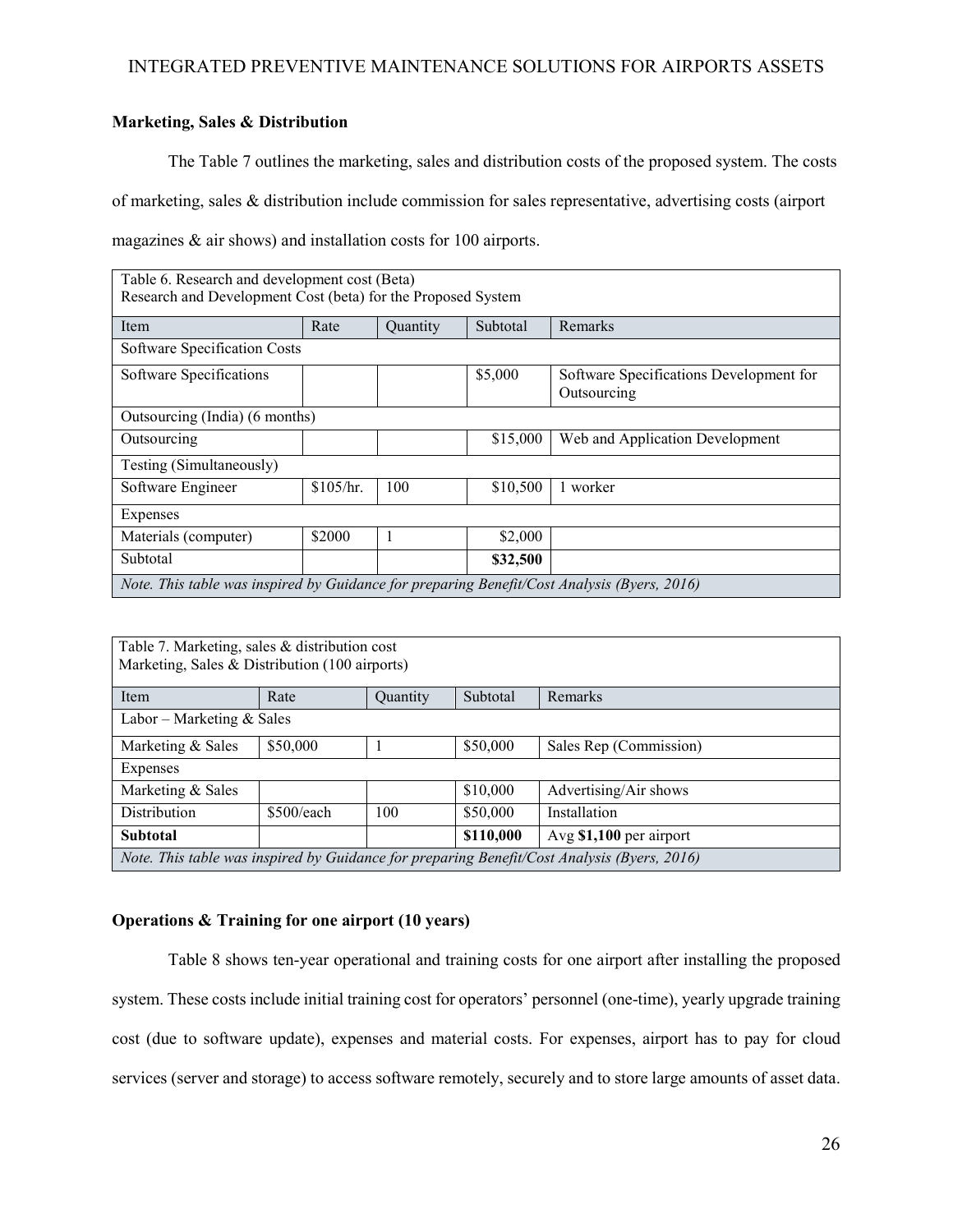### Marketing, Sales & Distribution

The Table 7 outlines the marketing, sales and distribution costs of the proposed system. The costs of marketing, sales & distribution include commission for sales representative, advertising costs (airport magazines & air shows) and installation costs for 100 airports.

Table 6. Research and development cost (Beta)
Research and Development Cost (beta) for the Proposed System

| Item | Rate | Quantity | Subtotal | Remarks |
|---|---|---|---|---|
| Software Specification Costs | | | | |
| Software Specifications | | | $5,000 | Software Specifications Development for Outsourcing |
| Outsourcing (India) (6 months) | | | | |
| Outsourcing | | | $15,000 | Web and Application Development |
| Testing (Simultaneously) | | | | |
| Software Engineer | $105/hr. | 100 | $10,500 | 1 worker |
| Expenses | | | | |
| Materials (computer) | $2000 | 1 | $2,000 | |
| Subtotal | | | **$32,500** | |

*Note. This table was inspired by Guidance for preparing Benefit/Cost Analysis (Byers, 2016)*

Table 7. Marketing, sales & distribution cost
Marketing, Sales & Distribution (100 airports)

| Item | Rate | Quantity | Subtotal | Remarks |
|---|---|---|---|---|
| Labor – Marketing & Sales | | | | |
| Marketing & Sales | $50,000 | 1 | $50,000 | Sales Rep (Commission) |
| Expenses | | | | |
| Marketing & Sales | | | $10,000 | Advertising/Air shows |
| Distribution | $500/each | 100 | $50,000 | Installation |
| **Subtotal** | | | **$110,000** | Avg **$1,100** per airport |

*Note. This table was inspired by Guidance for preparing Benefit/Cost Analysis (Byers, 2016)*

### Operations & Training for one airport (10 years)

Table 8 shows ten-year operational and training costs for one airport after installing the proposed system. These costs include initial training cost for operators' personnel (one-time), yearly upgrade training cost (due to software update), expenses and material costs. For expenses, airport has to pay for cloud services (server and storage) to access software remotely, securely and to store large amounts of asset data.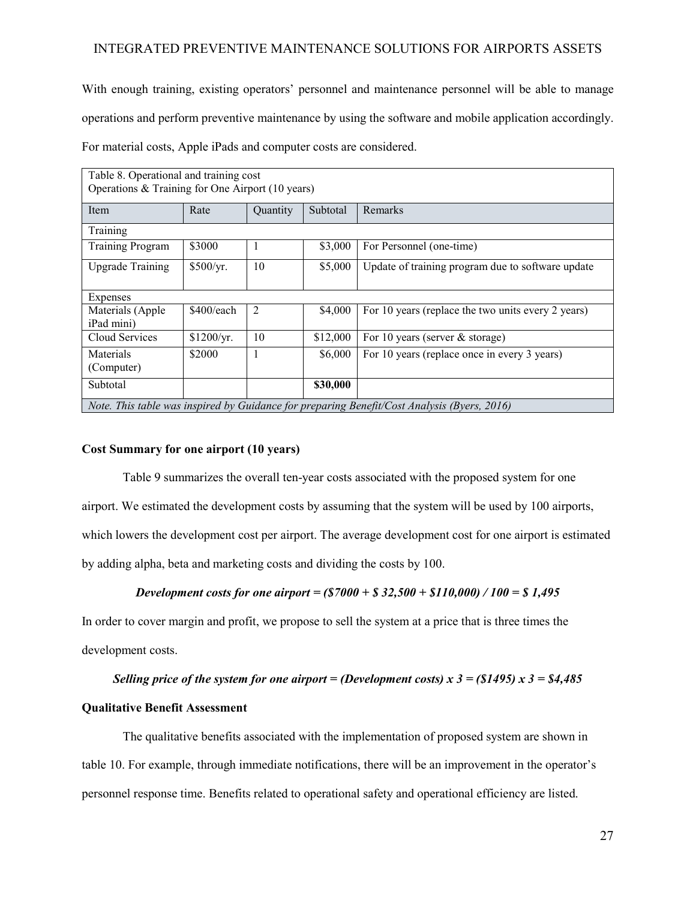With enough training, existing operators' personnel and maintenance personnel will be able to manage operations and perform preventive maintenance by using the software and mobile application accordingly. For material costs, Apple iPads and computer costs are considered.

Table 8. Operational and training cost
Operations & Training for One Airport (10 years)

| Item | Rate | Quantity | Subtotal | Remarks |
|---|---|---|---|---|
| Training | | | | |
| Training Program | \$3000 | 1 | \$3,000 | For Personnel (one-time) |
| Upgrade Training | \$500/yr. | 10 | \$5,000 | Update of training program due to software update |
| Expenses | | | | |
| Materials (Apple iPad mini) | \$400/each | 2 | \$4,000 | For 10 years (replace the two units every 2 years) |
| Cloud Services | \$1200/yr. | 10 | \$12,000 | For 10 years (server & storage) |
| Materials (Computer) | \$2000 | 1 | \$6,000 | For 10 years (replace once in every 3 years) |
| Subtotal | | | **\$30,000** | |

*Note. This table was inspired by Guidance for preparing Benefit/Cost Analysis (Byers, 2016)*

**Cost Summary for one airport (10 years)**

Table 9 summarizes the overall ten-year costs associated with the proposed system for one airport. We estimated the development costs by assuming that the system will be used by 100 airports, which lowers the development cost per airport. The average development cost for one airport is estimated by adding alpha, beta and marketing costs and dividing the costs by 100.

***Development costs for one airport = (\$7000 + \$ 32,500 + \$110,000) / 100 = \$ 1,495***

In order to cover margin and profit, we propose to sell the system at a price that is three times the development costs.

***Selling price of the system for one airport = (Development costs) x 3 = (\$1495) x 3 = \$4,485***

**Qualitative Benefit Assessment**

The qualitative benefits associated with the implementation of proposed system are shown in table 10. For example, through immediate notifications, there will be an improvement in the operator's personnel response time. Benefits related to operational safety and operational efficiency are listed.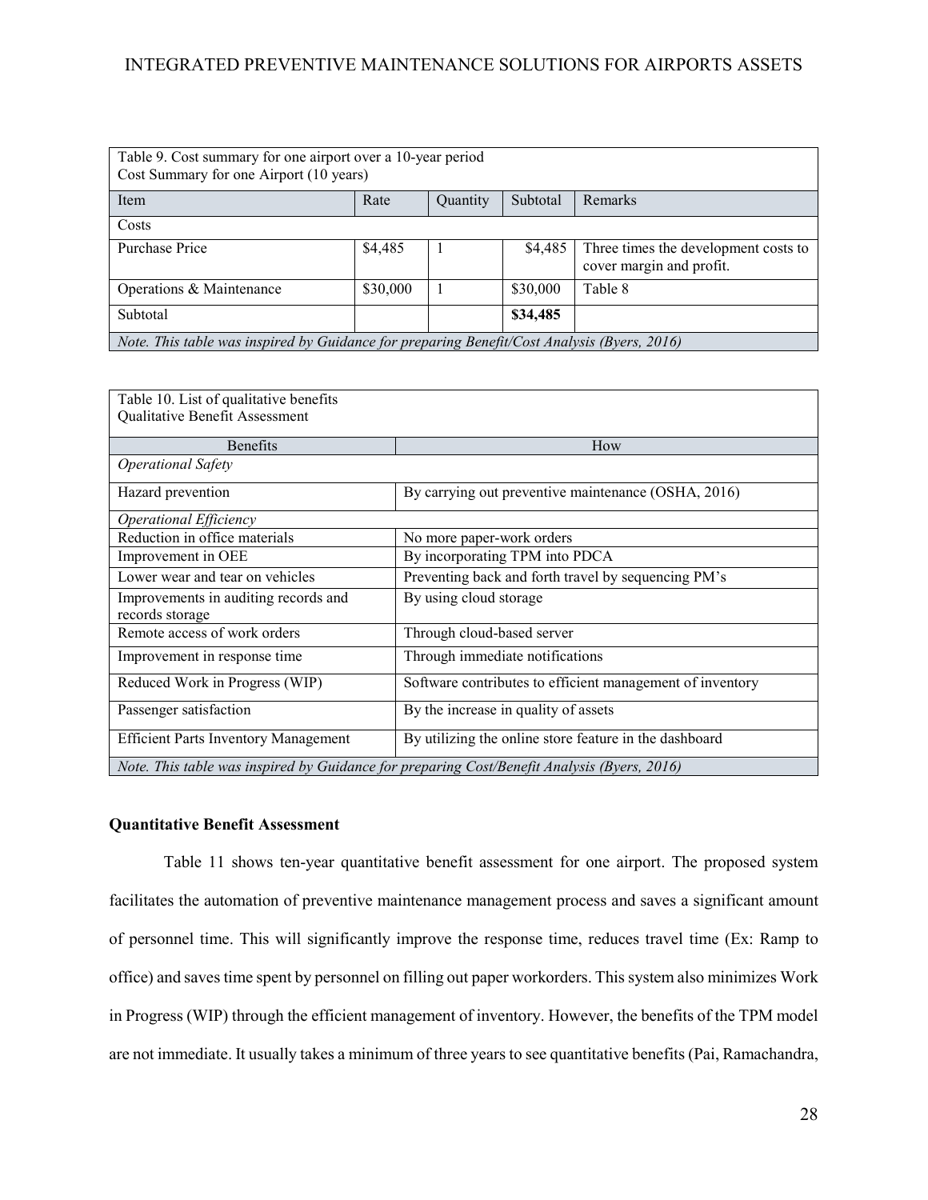Table 9. Cost summary for one airport over a 10-year period
Cost Summary for one Airport (10 years)

| Item | Rate | Quantity | Subtotal | Remarks |
|---|---|---|---|---|
| Costs | | | | |
| Purchase Price | $4,485 | 1 | $4,485 | Three times the development costs to cover margin and profit. |
| Operations & Maintenance | $30,000 | 1 | $30,000 | Table 8 |
| Subtotal | | | **$34,485** | |

*Note. This table was inspired by Guidance for preparing Benefit/Cost Analysis (Byers, 2016)*

Table 10. List of qualitative benefits
Qualitative Benefit Assessment

| Benefits | How |
|---|---|
| *Operational Safety* | |
| Hazard prevention | By carrying out preventive maintenance (OSHA, 2016) |
| *Operational Efficiency* | |
| Reduction in office materials | No more paper-work orders |
| Improvement in OEE | By incorporating TPM into PDCA |
| Lower wear and tear on vehicles | Preventing back and forth travel by sequencing PM's |
| Improvements in auditing records and records storage | By using cloud storage |
| Remote access of work orders | Through cloud-based server |
| Improvement in response time | Through immediate notifications |
| Reduced Work in Progress (WIP) | Software contributes to efficient management of inventory |
| Passenger satisfaction | By the increase in quality of assets |
| Efficient Parts Inventory Management | By utilizing the online store feature in the dashboard |

*Note. This table was inspired by Guidance for preparing Cost/Benefit Analysis (Byers, 2016)*

**Quantitative Benefit Assessment**

Table 11 shows ten-year quantitative benefit assessment for one airport. The proposed system facilitates the automation of preventive maintenance management process and saves a significant amount of personnel time. This will significantly improve the response time, reduces travel time (Ex: Ramp to office) and saves time spent by personnel on filling out paper workorders. This system also minimizes Work in Progress (WIP) through the efficient management of inventory. However, the benefits of the TPM model are not immediate. It usually takes a minimum of three years to see quantitative benefits (Pai, Ramachandra,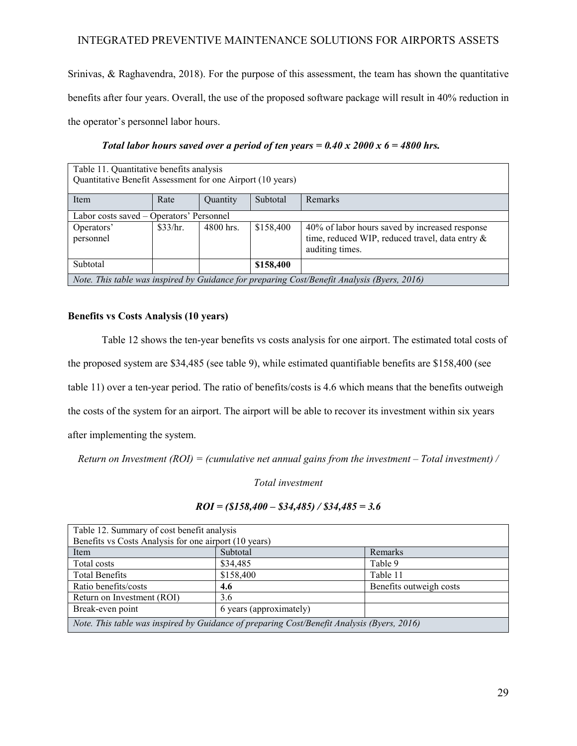Srinivas, & Raghavendra, 2018). For the purpose of this assessment, the team has shown the quantitative benefits after four years. Overall, the use of the proposed software package will result in 40% reduction in the operator's personnel labor hours.

***Total labor hours saved over a period of ten years = 0.40 x 2000 x 6 = 4800 hrs.***

| Table 11. Quantitative benefits analysis<br>Quantitative Benefit Assessment for one Airport (10 years) | | | | |
|---|---|---|---|---|
| Item | Rate | Quantity | Subtotal | Remarks |
| Labor costs saved – Operators' Personnel | | | | |
| Operators' personnel | \$33/hr. | 4800 hrs. | \$158,400 | 40% of labor hours saved by increased response time, reduced WIP, reduced travel, data entry & auditing times. |
| Subtotal | | | **\$158,400** | |
| *Note. This table was inspired by Guidance for preparing Cost/Benefit Analysis (Byers, 2016)* | | | | |

**Benefits vs Costs Analysis (10 years)**

Table 12 shows the ten-year benefits vs costs analysis for one airport. The estimated total costs of the proposed system are \$34,485 (see table 9), while estimated quantifiable benefits are \$158,400 (see table 11) over a ten-year period. The ratio of benefits/costs is 4.6 which means that the benefits outweigh the costs of the system for an airport. The airport will be able to recover its investment within six years after implementing the system.

*Return on Investment (ROI) = (cumulative net annual gains from the investment – Total investment) / Total investment*

***ROI = (\$158,400 – \$34,485) / \$34,485 = 3.6***

| Table 12. Summary of cost benefit analysis<br>Benefits vs Costs Analysis for one airport (10 years) | | |
|---|---|---|
| Item | Subtotal | Remarks |
| Total costs | \$34,485 | Table 9 |
| Total Benefits | \$158,400 | Table 11 |
| Ratio benefits/costs | **4.6** | Benefits outweigh costs |
| Return on Investment (ROI) | 3.6 | |
| Break-even point | 6 years (approximately) | |
| *Note. This table was inspired by Guidance of preparing Cost/Benefit Analysis (Byers, 2016)* | | |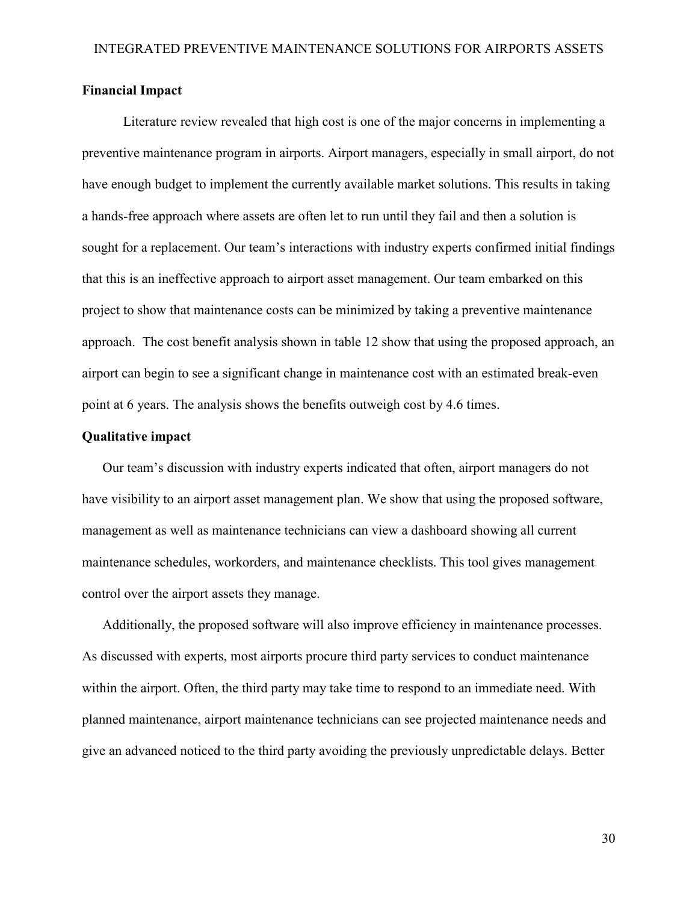## Financial Impact

Literature review revealed that high cost is one of the major concerns in implementing a preventive maintenance program in airports. Airport managers, especially in small airport, do not have enough budget to implement the currently available market solutions. This results in taking a hands-free approach where assets are often let to run until they fail and then a solution is sought for a replacement. Our team's interactions with industry experts confirmed initial findings that this is an ineffective approach to airport asset management. Our team embarked on this project to show that maintenance costs can be minimized by taking a preventive maintenance approach. The cost benefit analysis shown in table 12 show that using the proposed approach, an airport can begin to see a significant change in maintenance cost with an estimated break-even point at 6 years. The analysis shows the benefits outweigh cost by 4.6 times.

## Qualitative impact

Our team's discussion with industry experts indicated that often, airport managers do not have visibility to an airport asset management plan. We show that using the proposed software, management as well as maintenance technicians can view a dashboard showing all current maintenance schedules, workorders, and maintenance checklists. This tool gives management control over the airport assets they manage.

Additionally, the proposed software will also improve efficiency in maintenance processes. As discussed with experts, most airports procure third party services to conduct maintenance within the airport. Often, the third party may take time to respond to an immediate need. With planned maintenance, airport maintenance technicians can see projected maintenance needs and give an advanced noticed to the third party avoiding the previously unpredictable delays. Better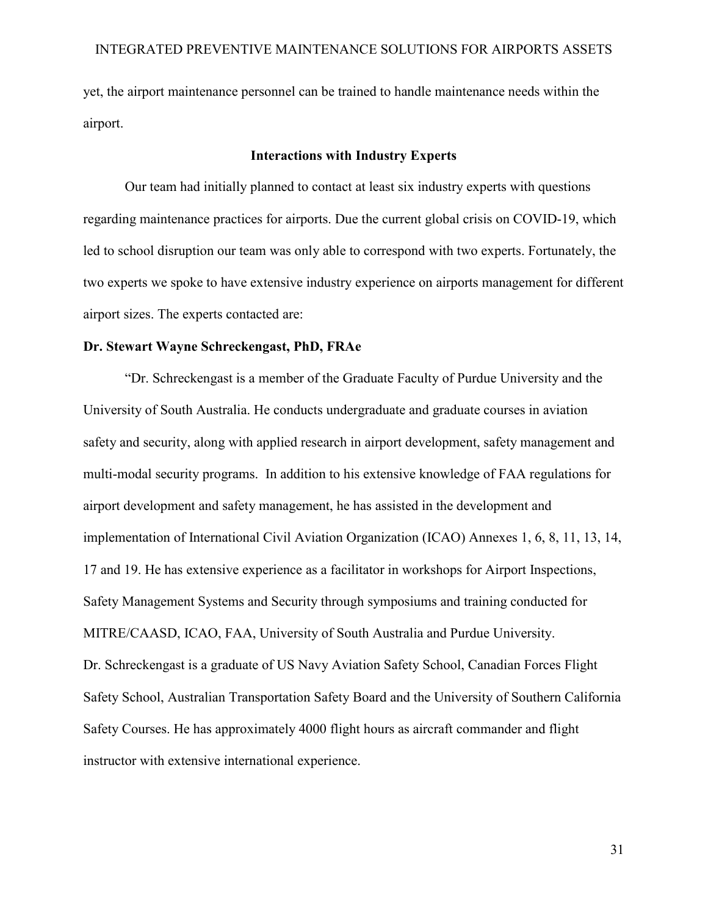yet, the airport maintenance personnel can be trained to handle maintenance needs within the airport.

## Interactions with Industry Experts

Our team had initially planned to contact at least six industry experts with questions regarding maintenance practices for airports. Due the current global crisis on COVID-19, which led to school disruption our team was only able to correspond with two experts. Fortunately, the two experts we spoke to have extensive industry experience on airports management for different airport sizes. The experts contacted are:

### Dr. Stewart Wayne Schreckengast, PhD, FRAe

"Dr. Schreckengast is a member of the Graduate Faculty of Purdue University and the University of South Australia. He conducts undergraduate and graduate courses in aviation safety and security, along with applied research in airport development, safety management and multi-modal security programs. In addition to his extensive knowledge of FAA regulations for airport development and safety management, he has assisted in the development and implementation of International Civil Aviation Organization (ICAO) Annexes 1, 6, 8, 11, 13, 14, 17 and 19. He has extensive experience as a facilitator in workshops for Airport Inspections, Safety Management Systems and Security through symposiums and training conducted for MITRE/CAASD, ICAO, FAA, University of South Australia and Purdue University.

Dr. Schreckengast is a graduate of US Navy Aviation Safety School, Canadian Forces Flight Safety School, Australian Transportation Safety Board and the University of Southern California Safety Courses. He has approximately 4000 flight hours as aircraft commander and flight instructor with extensive international experience.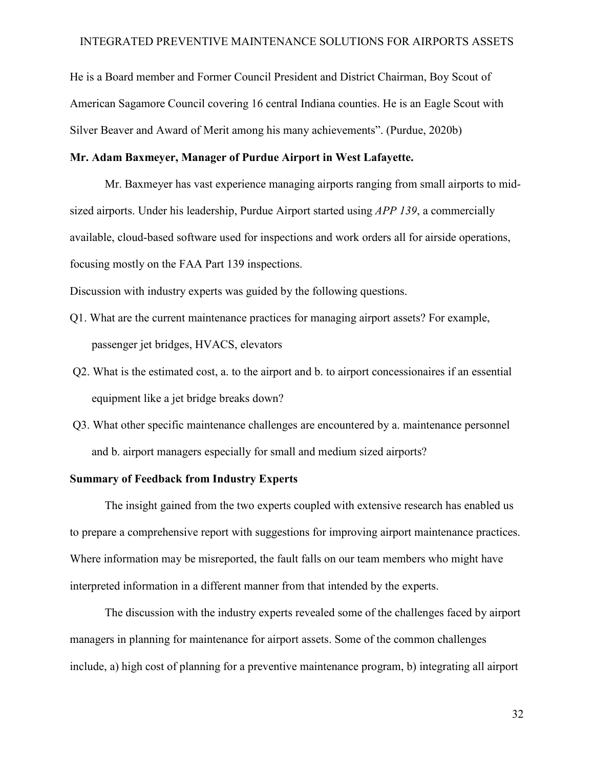He is a Board member and Former Council President and District Chairman, Boy Scout of American Sagamore Council covering 16 central Indiana counties. He is an Eagle Scout with Silver Beaver and Award of Merit among his many achievements". (Purdue, 2020b)

**Mr. Adam Baxmeyer, Manager of Purdue Airport in West Lafayette.**

Mr. Baxmeyer has vast experience managing airports ranging from small airports to mid-sized airports. Under his leadership, Purdue Airport started using *APP 139*, a commercially available, cloud-based software used for inspections and work orders all for airside operations, focusing mostly on the FAA Part 139 inspections.

Discussion with industry experts was guided by the following questions.

Q1. What are the current maintenance practices for managing airport assets? For example, passenger jet bridges, HVACS, elevators

Q2. What is the estimated cost, a. to the airport and b. to airport concessionaires if an essential equipment like a jet bridge breaks down?

Q3. What other specific maintenance challenges are encountered by a. maintenance personnel and b. airport managers especially for small and medium sized airports?

**Summary of Feedback from Industry Experts**

The insight gained from the two experts coupled with extensive research has enabled us to prepare a comprehensive report with suggestions for improving airport maintenance practices. Where information may be misreported, the fault falls on our team members who might have interpreted information in a different manner from that intended by the experts.

The discussion with the industry experts revealed some of the challenges faced by airport managers in planning for maintenance for airport assets. Some of the common challenges include, a) high cost of planning for a preventive maintenance program, b) integrating all airport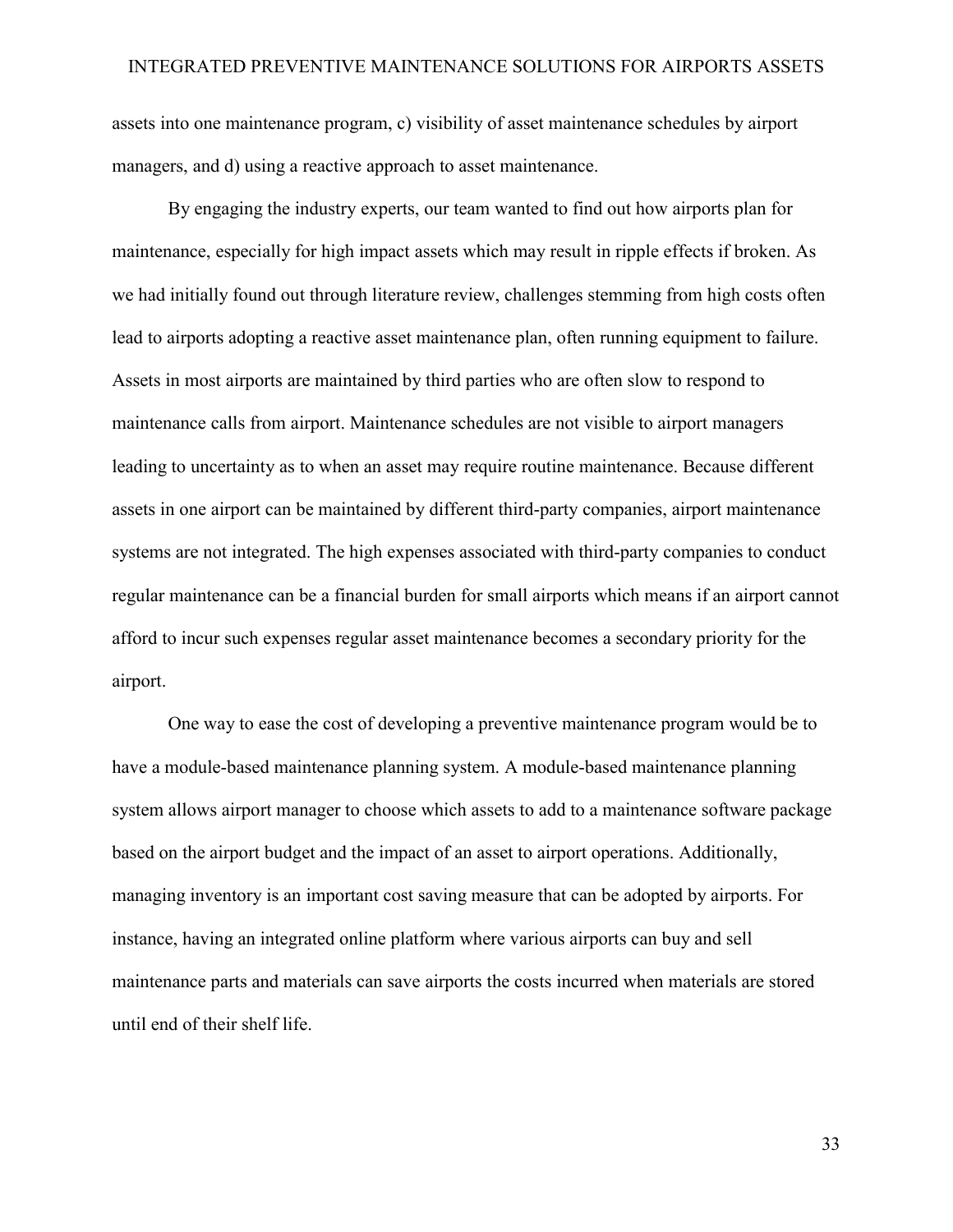assets into one maintenance program, c) visibility of asset maintenance schedules by airport managers, and d) using a reactive approach to asset maintenance.

By engaging the industry experts, our team wanted to find out how airports plan for maintenance, especially for high impact assets which may result in ripple effects if broken. As we had initially found out through literature review, challenges stemming from high costs often lead to airports adopting a reactive asset maintenance plan, often running equipment to failure. Assets in most airports are maintained by third parties who are often slow to respond to maintenance calls from airport. Maintenance schedules are not visible to airport managers leading to uncertainty as to when an asset may require routine maintenance. Because different assets in one airport can be maintained by different third-party companies, airport maintenance systems are not integrated. The high expenses associated with third-party companies to conduct regular maintenance can be a financial burden for small airports which means if an airport cannot afford to incur such expenses regular asset maintenance becomes a secondary priority for the airport.

One way to ease the cost of developing a preventive maintenance program would be to have a module-based maintenance planning system. A module-based maintenance planning system allows airport manager to choose which assets to add to a maintenance software package based on the airport budget and the impact of an asset to airport operations. Additionally, managing inventory is an important cost saving measure that can be adopted by airports. For instance, having an integrated online platform where various airports can buy and sell maintenance parts and materials can save airports the costs incurred when materials are stored until end of their shelf life.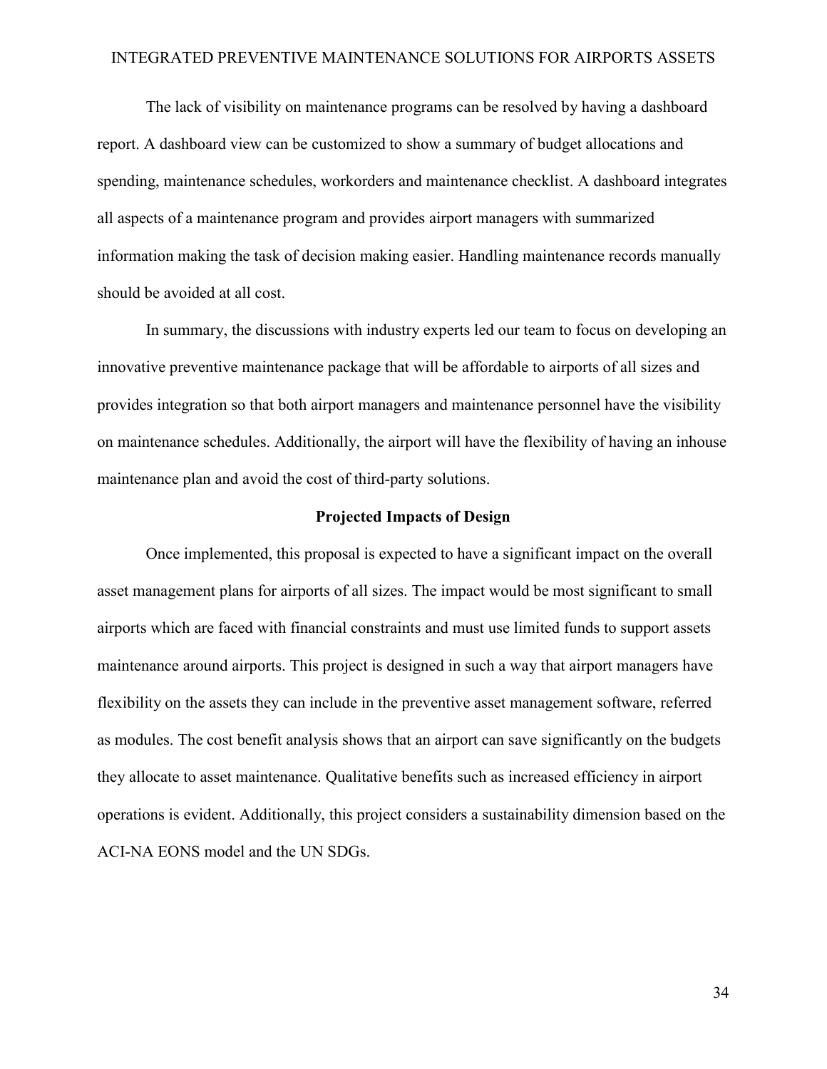The lack of visibility on maintenance programs can be resolved by having a dashboard report. A dashboard view can be customized to show a summary of budget allocations and spending, maintenance schedules, workorders and maintenance checklist. A dashboard integrates all aspects of a maintenance program and provides airport managers with summarized information making the task of decision making easier. Handling maintenance records manually should be avoided at all cost.

In summary, the discussions with industry experts led our team to focus on developing an innovative preventive maintenance package that will be affordable to airports of all sizes and provides integration so that both airport managers and maintenance personnel have the visibility on maintenance schedules. Additionally, the airport will have the flexibility of having an inhouse maintenance plan and avoid the cost of third-party solutions.

## Projected Impacts of Design

Once implemented, this proposal is expected to have a significant impact on the overall asset management plans for airports of all sizes. The impact would be most significant to small airports which are faced with financial constraints and must use limited funds to support assets maintenance around airports. This project is designed in such a way that airport managers have flexibility on the assets they can include in the preventive asset management software, referred as modules. The cost benefit analysis shows that an airport can save significantly on the budgets they allocate to asset maintenance. Qualitative benefits such as increased efficiency in airport operations is evident. Additionally, this project considers a sustainability dimension based on the ACI-NA EONS model and the UN SDGs.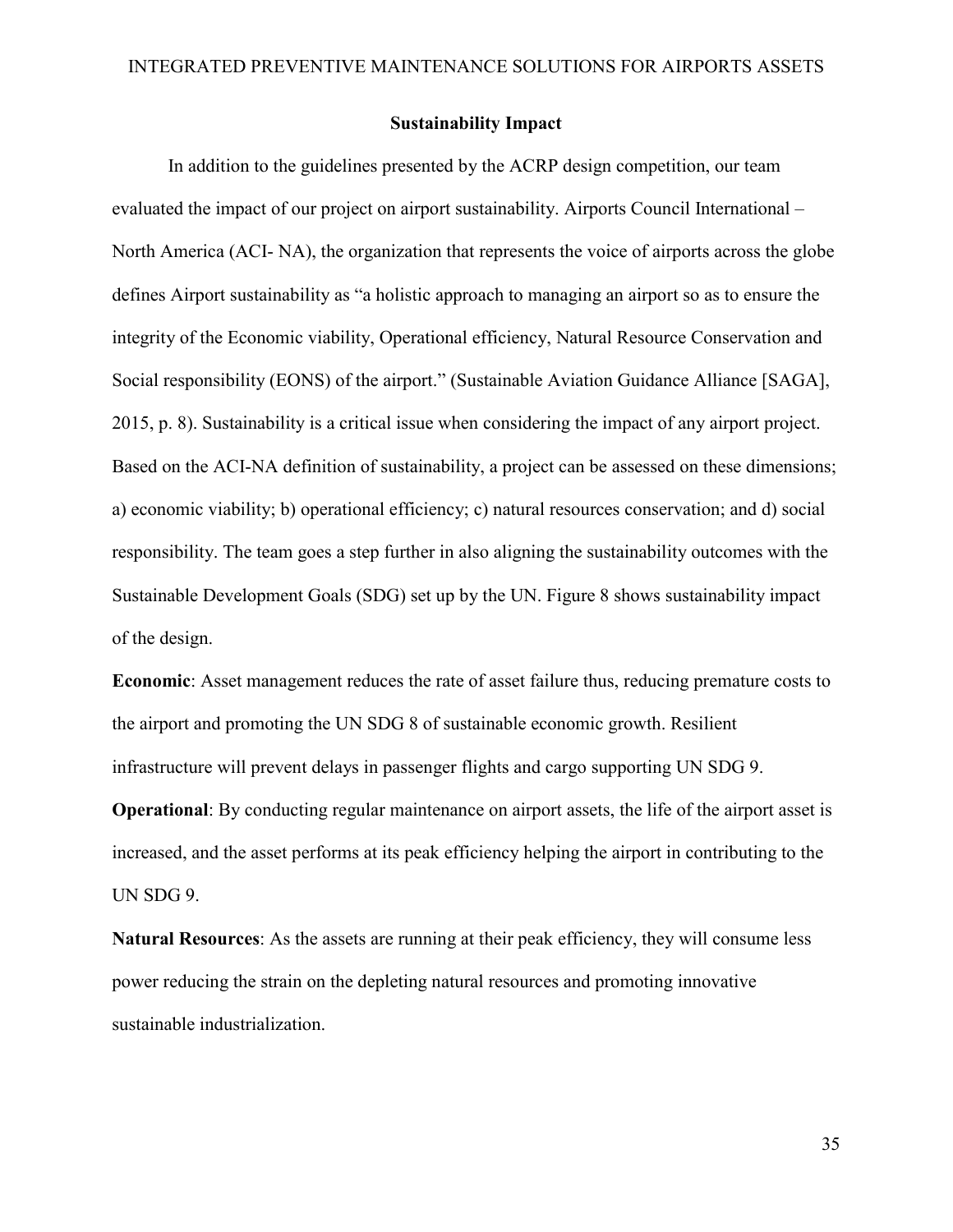## Sustainability Impact

In addition to the guidelines presented by the ACRP design competition, our team evaluated the impact of our project on airport sustainability. Airports Council International – North America (ACI- NA), the organization that represents the voice of airports across the globe defines Airport sustainability as "a holistic approach to managing an airport so as to ensure the integrity of the Economic viability, Operational efficiency, Natural Resource Conservation and Social responsibility (EONS) of the airport." (Sustainable Aviation Guidance Alliance [SAGA], 2015, p. 8). Sustainability is a critical issue when considering the impact of any airport project. Based on the ACI-NA definition of sustainability, a project can be assessed on these dimensions; a) economic viability; b) operational efficiency; c) natural resources conservation; and d) social responsibility. The team goes a step further in also aligning the sustainability outcomes with the Sustainable Development Goals (SDG) set up by the UN. Figure 8 shows sustainability impact of the design.

**Economic**: Asset management reduces the rate of asset failure thus, reducing premature costs to the airport and promoting the UN SDG 8 of sustainable economic growth. Resilient infrastructure will prevent delays in passenger flights and cargo supporting UN SDG 9.

**Operational**: By conducting regular maintenance on airport assets, the life of the airport asset is increased, and the asset performs at its peak efficiency helping the airport in contributing to the UN SDG 9.

**Natural Resources**: As the assets are running at their peak efficiency, they will consume less power reducing the strain on the depleting natural resources and promoting innovative sustainable industrialization.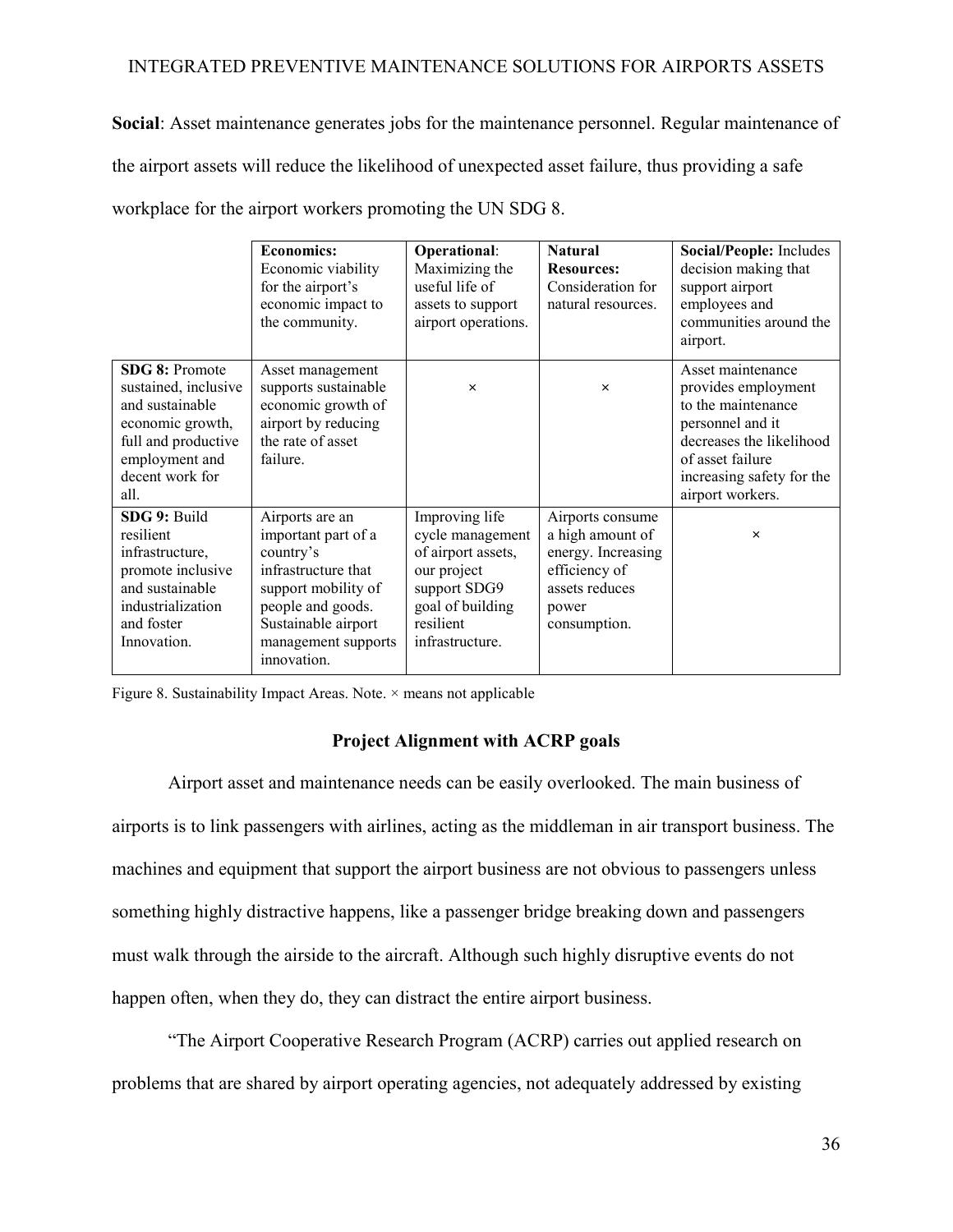**Social**: Asset maintenance generates jobs for the maintenance personnel. Regular maintenance of the airport assets will reduce the likelihood of unexpected asset failure, thus providing a safe workplace for the airport workers promoting the UN SDG 8.

| | **Economics:** Economic viability for the airport's economic impact to the community. | **Operational**: Maximizing the useful life of assets to support airport operations. | **Natural Resources:** Consideration for natural resources. | **Social/People:** Includes decision making that support airport employees and communities around the airport. |
|---|---|---|---|---|
| **SDG 8:** Promote sustained, inclusive and sustainable economic growth, full and productive employment and decent work for all. | Asset management supports sustainable economic growth of airport by reducing the rate of asset failure. | × | × | Asset maintenance provides employment to the maintenance personnel and it decreases the likelihood of asset failure increasing safety for the airport workers. |
| **SDG 9:** Build resilient infrastructure, promote inclusive and sustainable industrialization and foster Innovation. | Airports are an important part of a country's infrastructure that support mobility of people and goods. Sustainable airport management supports innovation. | Improving life cycle management of airport assets, our project support SDG9 goal of building resilient infrastructure. | Airports consume a high amount of energy. Increasing efficiency of assets reduces power consumption. | × |

Figure 8. Sustainability Impact Areas. Note. × means not applicable

## Project Alignment with ACRP goals

Airport asset and maintenance needs can be easily overlooked. The main business of airports is to link passengers with airlines, acting as the middleman in air transport business. The machines and equipment that support the airport business are not obvious to passengers unless something highly distractive happens, like a passenger bridge breaking down and passengers must walk through the airside to the aircraft. Although such highly disruptive events do not happen often, when they do, they can distract the entire airport business.

"The Airport Cooperative Research Program (ACRP) carries out applied research on problems that are shared by airport operating agencies, not adequately addressed by existing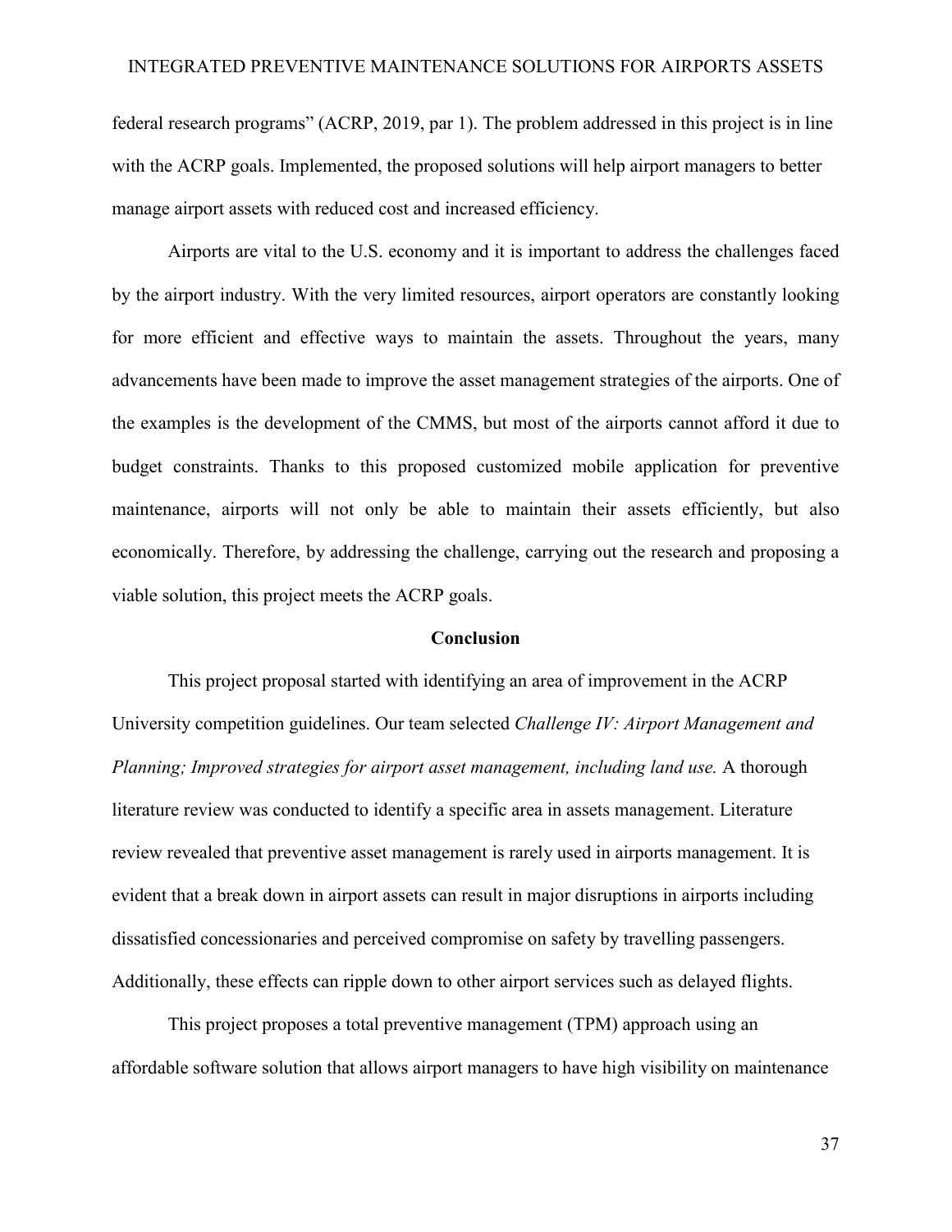federal research programs" (ACRP, 2019, par 1). The problem addressed in this project is in line with the ACRP goals. Implemented, the proposed solutions will help airport managers to better manage airport assets with reduced cost and increased efficiency.

Airports are vital to the U.S. economy and it is important to address the challenges faced by the airport industry. With the very limited resources, airport operators are constantly looking for more efficient and effective ways to maintain the assets. Throughout the years, many advancements have been made to improve the asset management strategies of the airports. One of the examples is the development of the CMMS, but most of the airports cannot afford it due to budget constraints. Thanks to this proposed customized mobile application for preventive maintenance, airports will not only be able to maintain their assets efficiently, but also economically. Therefore, by addressing the challenge, carrying out the research and proposing a viable solution, this project meets the ACRP goals.

## Conclusion

This project proposal started with identifying an area of improvement in the ACRP University competition guidelines. Our team selected *Challenge IV: Airport Management and Planning; Improved strategies for airport asset management, including land use.* A thorough literature review was conducted to identify a specific area in assets management. Literature review revealed that preventive asset management is rarely used in airports management. It is evident that a break down in airport assets can result in major disruptions in airports including dissatisfied concessionaries and perceived compromise on safety by travelling passengers. Additionally, these effects can ripple down to other airport services such as delayed flights.

This project proposes a total preventive management (TPM) approach using an affordable software solution that allows airport managers to have high visibility on maintenance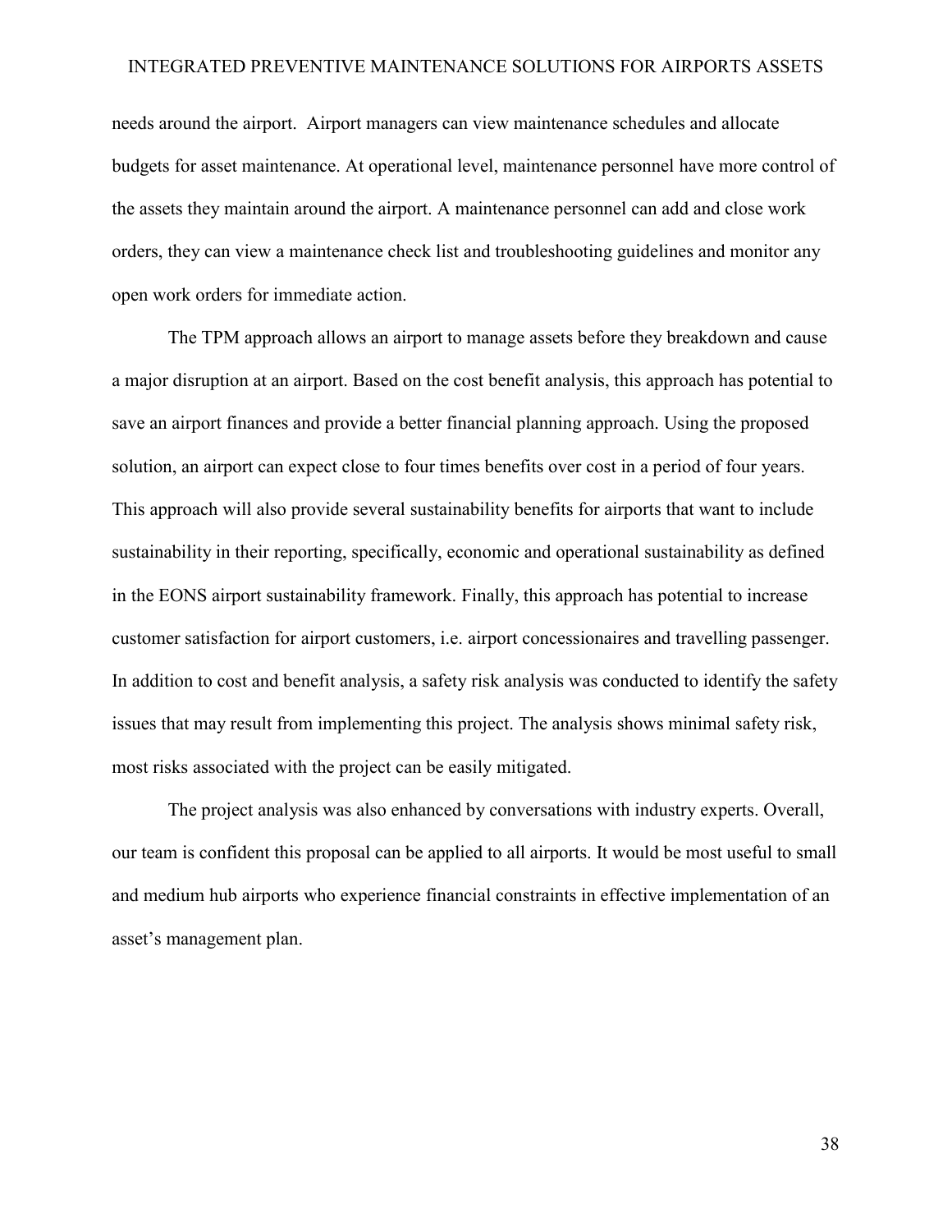needs around the airport. Airport managers can view maintenance schedules and allocate budgets for asset maintenance. At operational level, maintenance personnel have more control of the assets they maintain around the airport. A maintenance personnel can add and close work orders, they can view a maintenance check list and troubleshooting guidelines and monitor any open work orders for immediate action.

The TPM approach allows an airport to manage assets before they breakdown and cause a major disruption at an airport. Based on the cost benefit analysis, this approach has potential to save an airport finances and provide a better financial planning approach. Using the proposed solution, an airport can expect close to four times benefits over cost in a period of four years. This approach will also provide several sustainability benefits for airports that want to include sustainability in their reporting, specifically, economic and operational sustainability as defined in the EONS airport sustainability framework. Finally, this approach has potential to increase customer satisfaction for airport customers, i.e. airport concessionaires and travelling passenger. In addition to cost and benefit analysis, a safety risk analysis was conducted to identify the safety issues that may result from implementing this project. The analysis shows minimal safety risk, most risks associated with the project can be easily mitigated.

The project analysis was also enhanced by conversations with industry experts. Overall, our team is confident this proposal can be applied to all airports. It would be most useful to small and medium hub airports who experience financial constraints in effective implementation of an asset's management plan.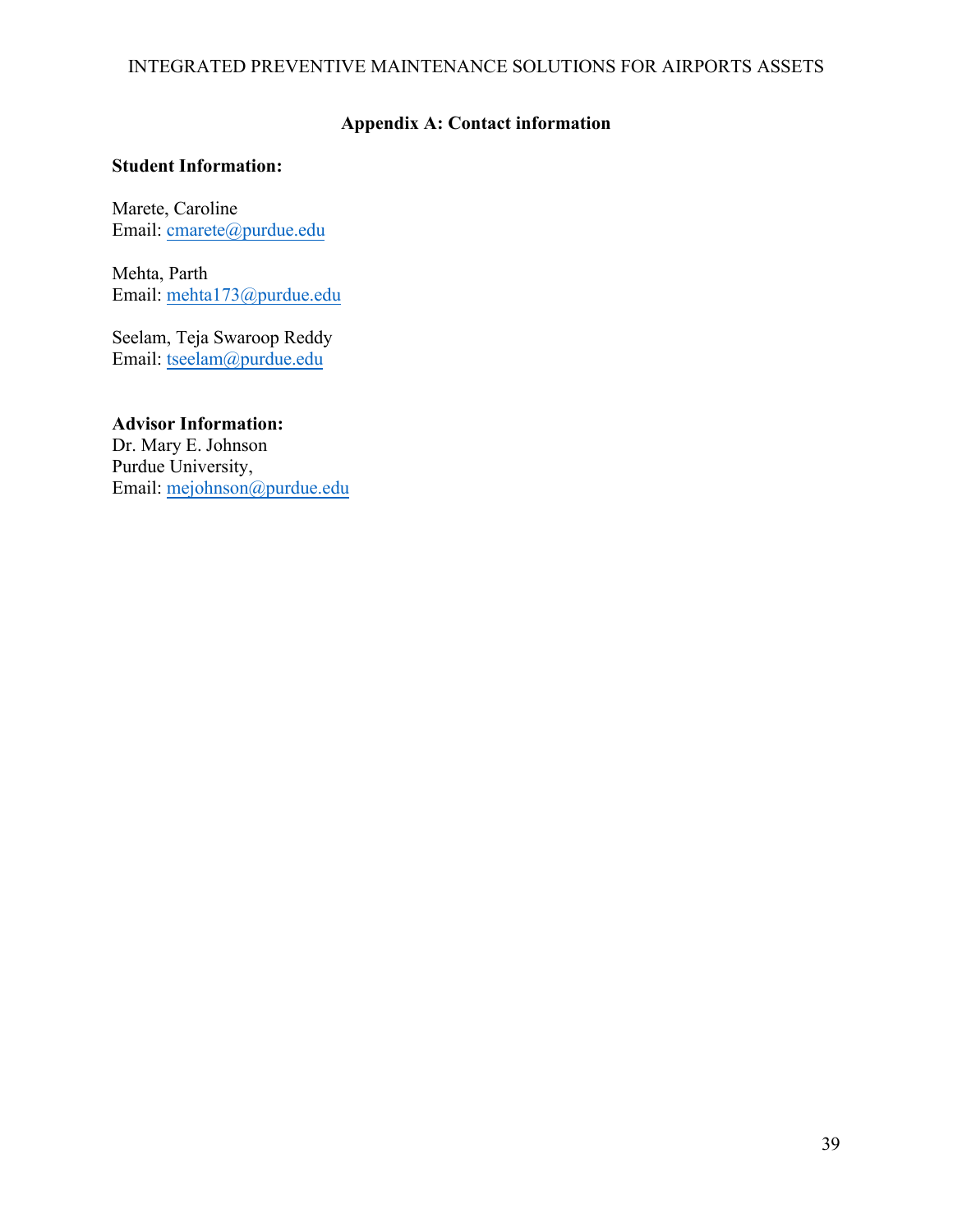## Appendix A: Contact information

**Student Information:**

Marete, Caroline
Email: cmarete@purdue.edu

Mehta, Parth
Email: mehta173@purdue.edu

Seelam, Teja Swaroop Reddy
Email: tseelam@purdue.edu

**Advisor Information:**
Dr. Mary E. Johnson
Purdue University,
Email: mejohnson@purdue.edu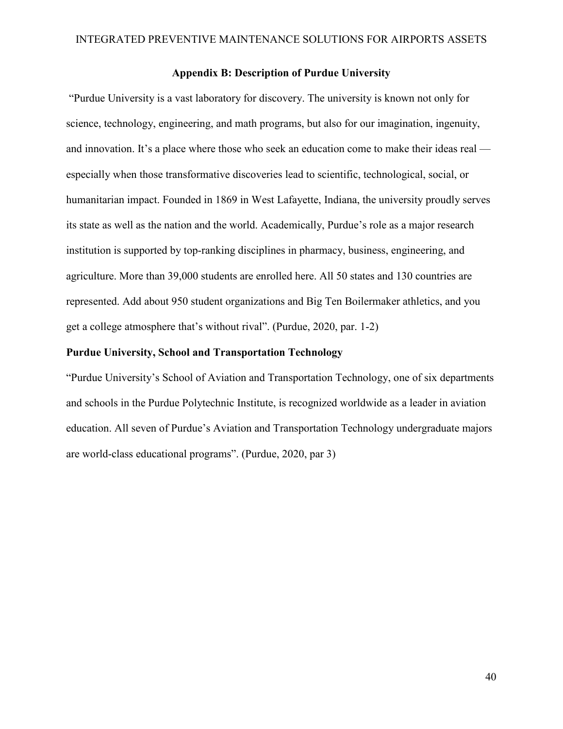## Appendix B: Description of Purdue University

"Purdue University is a vast laboratory for discovery. The university is known not only for science, technology, engineering, and math programs, but also for our imagination, ingenuity, and innovation. It's a place where those who seek an education come to make their ideas real — especially when those transformative discoveries lead to scientific, technological, social, or humanitarian impact. Founded in 1869 in West Lafayette, Indiana, the university proudly serves its state as well as the nation and the world. Academically, Purdue's role as a major research institution is supported by top-ranking disciplines in pharmacy, business, engineering, and agriculture. More than 39,000 students are enrolled here. All 50 states and 130 countries are represented. Add about 950 student organizations and Big Ten Boilermaker athletics, and you get a college atmosphere that's without rival". (Purdue, 2020, par. 1-2)

### Purdue University, School and Transportation Technology

"Purdue University's School of Aviation and Transportation Technology, one of six departments and schools in the Purdue Polytechnic Institute, is recognized worldwide as a leader in aviation education. All seven of Purdue's Aviation and Transportation Technology undergraduate majors are world-class educational programs". (Purdue, 2020, par 3)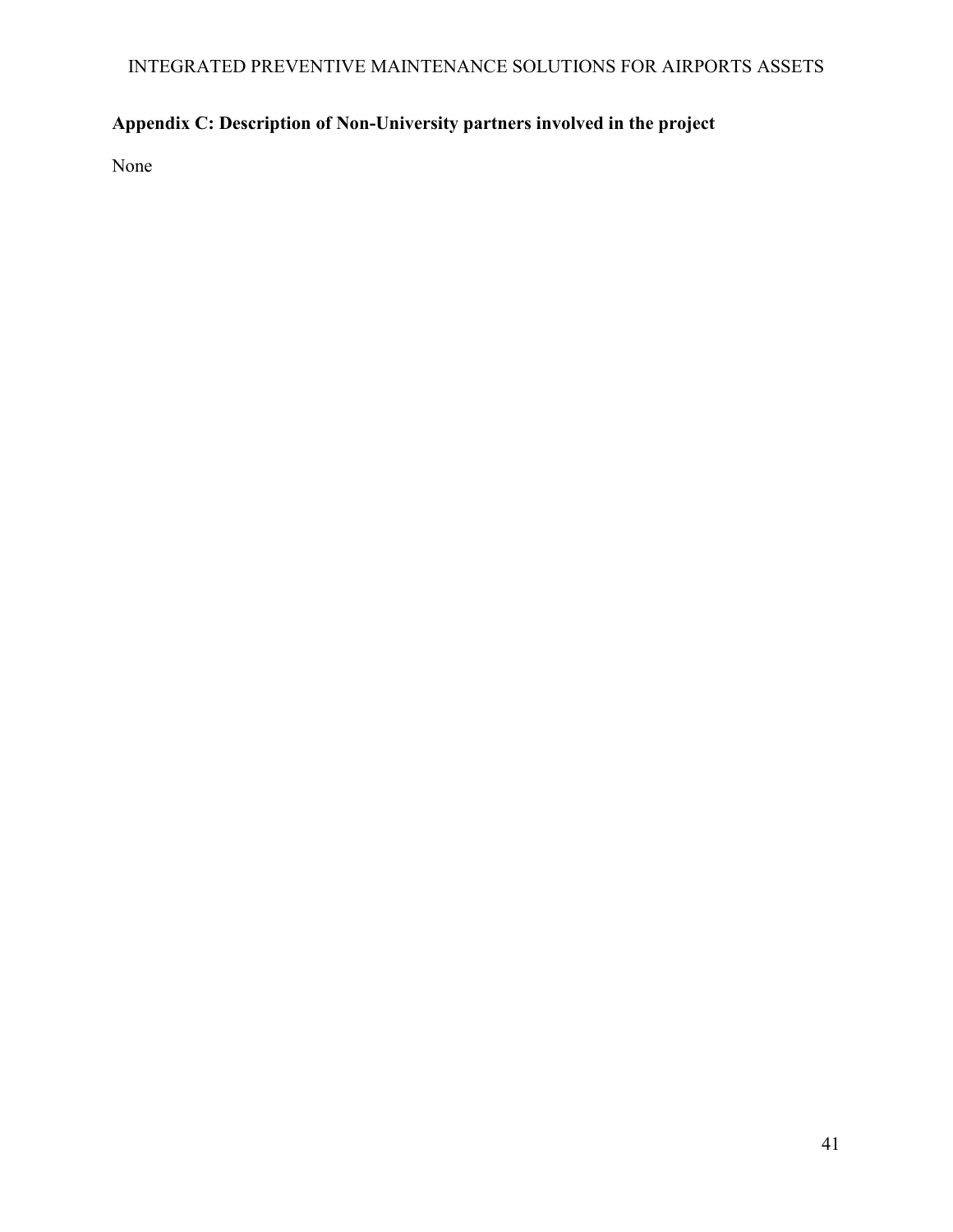## Appendix C: Description of Non-University partners involved in the project

None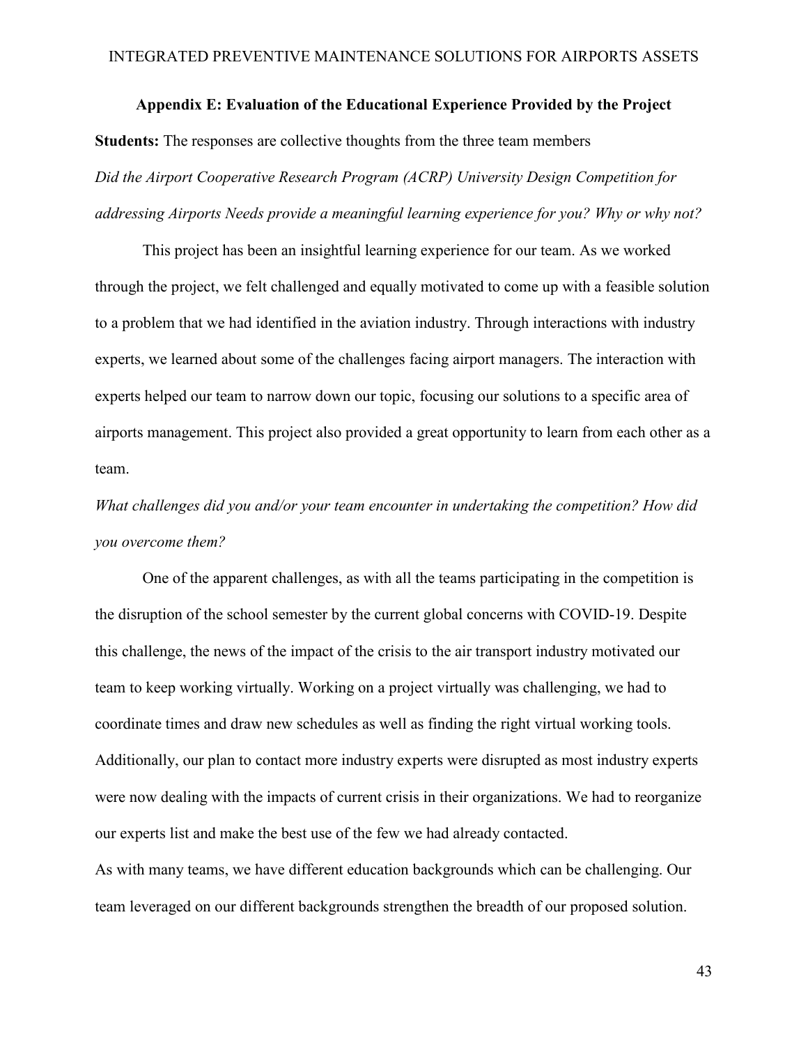## Appendix E: Evaluation of the Educational Experience Provided by the Project

**Students:** The responses are collective thoughts from the three team members

*Did the Airport Cooperative Research Program (ACRP) University Design Competition for addressing Airports Needs provide a meaningful learning experience for you? Why or why not?*

This project has been an insightful learning experience for our team. As we worked through the project, we felt challenged and equally motivated to come up with a feasible solution to a problem that we had identified in the aviation industry. Through interactions with industry experts, we learned about some of the challenges facing airport managers. The interaction with experts helped our team to narrow down our topic, focusing our solutions to a specific area of airports management. This project also provided a great opportunity to learn from each other as a team.

*What challenges did you and/or your team encounter in undertaking the competition? How did you overcome them?*

One of the apparent challenges, as with all the teams participating in the competition is the disruption of the school semester by the current global concerns with COVID-19. Despite this challenge, the news of the impact of the crisis to the air transport industry motivated our team to keep working virtually. Working on a project virtually was challenging, we had to coordinate times and draw new schedules as well as finding the right virtual working tools. Additionally, our plan to contact more industry experts were disrupted as most industry experts were now dealing with the impacts of current crisis in their organizations. We had to reorganize our experts list and make the best use of the few we had already contacted.

As with many teams, we have different education backgrounds which can be challenging. Our team leveraged on our different backgrounds strengthen the breadth of our proposed solution.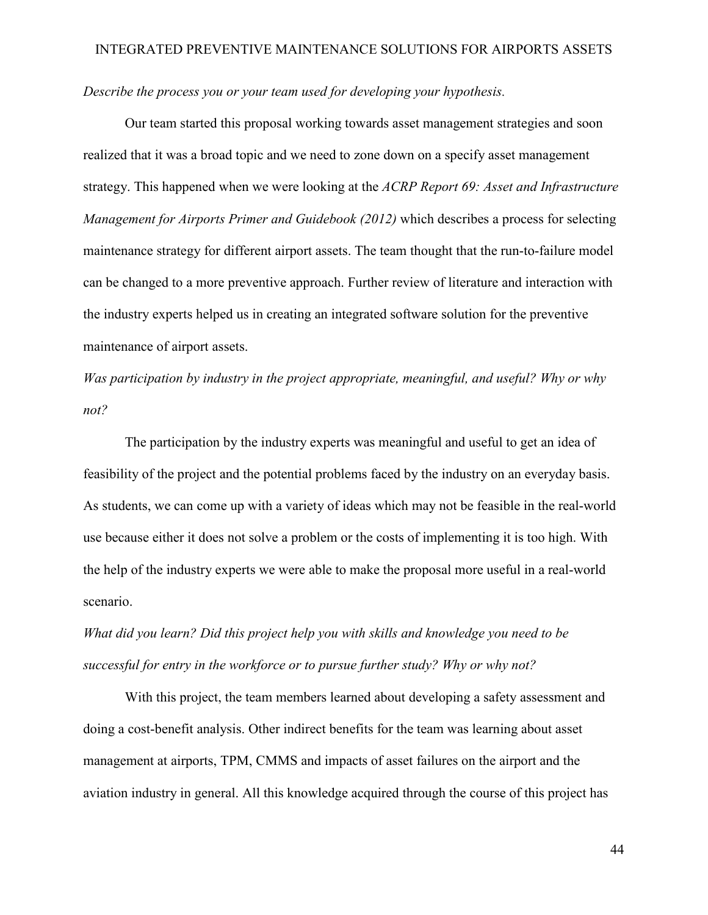*Describe the process you or your team used for developing your hypothesis.*

Our team started this proposal working towards asset management strategies and soon realized that it was a broad topic and we need to zone down on a specify asset management strategy. This happened when we were looking at the *ACRP Report 69: Asset and Infrastructure Management for Airports Primer and Guidebook (2012)* which describes a process for selecting maintenance strategy for different airport assets. The team thought that the run-to-failure model can be changed to a more preventive approach. Further review of literature and interaction with the industry experts helped us in creating an integrated software solution for the preventive maintenance of airport assets.

*Was participation by industry in the project appropriate, meaningful, and useful? Why or why not?*

The participation by the industry experts was meaningful and useful to get an idea of feasibility of the project and the potential problems faced by the industry on an everyday basis. As students, we can come up with a variety of ideas which may not be feasible in the real-world use because either it does not solve a problem or the costs of implementing it is too high. With the help of the industry experts we were able to make the proposal more useful in a real-world scenario.

*What did you learn? Did this project help you with skills and knowledge you need to be successful for entry in the workforce or to pursue further study? Why or why not?*

With this project, the team members learned about developing a safety assessment and doing a cost-benefit analysis. Other indirect benefits for the team was learning about asset management at airports, TPM, CMMS and impacts of asset failures on the airport and the aviation industry in general. All this knowledge acquired through the course of this project has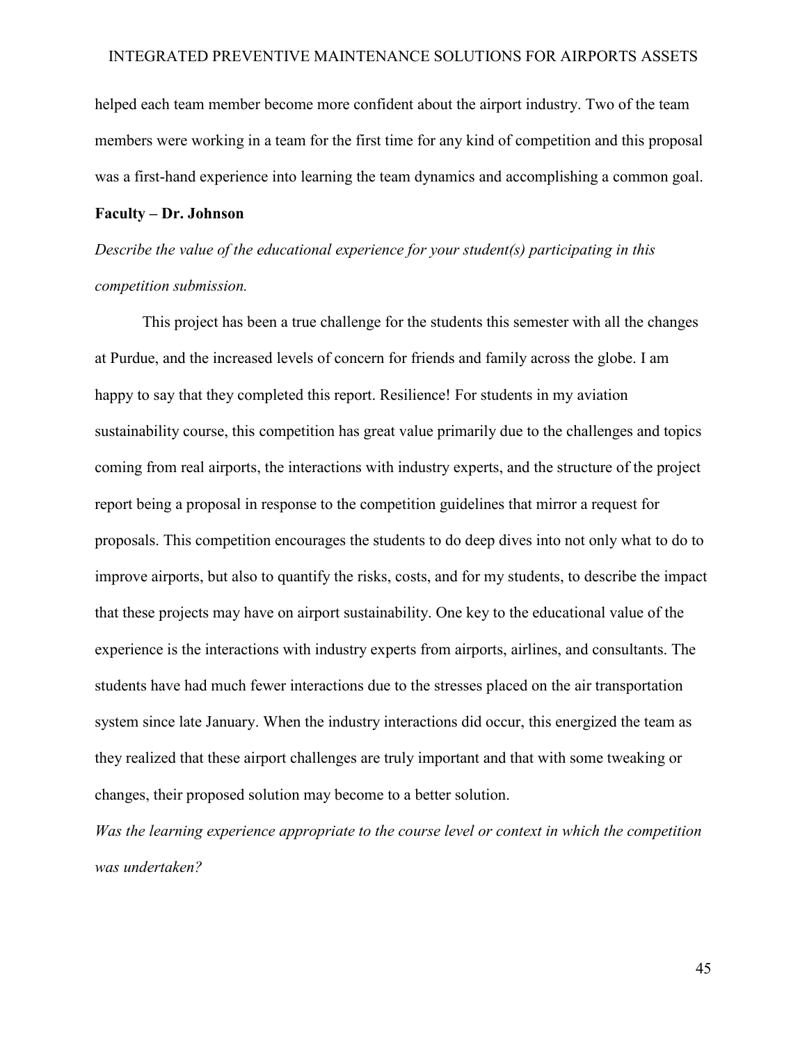helped each team member become more confident about the airport industry. Two of the team members were working in a team for the first time for any kind of competition and this proposal was a first-hand experience into learning the team dynamics and accomplishing a common goal.

**Faculty – Dr. Johnson**

*Describe the value of the educational experience for your student(s) participating in this competition submission.*

This project has been a true challenge for the students this semester with all the changes at Purdue, and the increased levels of concern for friends and family across the globe. I am happy to say that they completed this report. Resilience! For students in my aviation sustainability course, this competition has great value primarily due to the challenges and topics coming from real airports, the interactions with industry experts, and the structure of the project report being a proposal in response to the competition guidelines that mirror a request for proposals. This competition encourages the students to do deep dives into not only what to do to improve airports, but also to quantify the risks, costs, and for my students, to describe the impact that these projects may have on airport sustainability. One key to the educational value of the experience is the interactions with industry experts from airports, airlines, and consultants. The students have had much fewer interactions due to the stresses placed on the air transportation system since late January. When the industry interactions did occur, this energized the team as they realized that these airport challenges are truly important and that with some tweaking or changes, their proposed solution may become to a better solution.

*Was the learning experience appropriate to the course level or context in which the competition was undertaken?*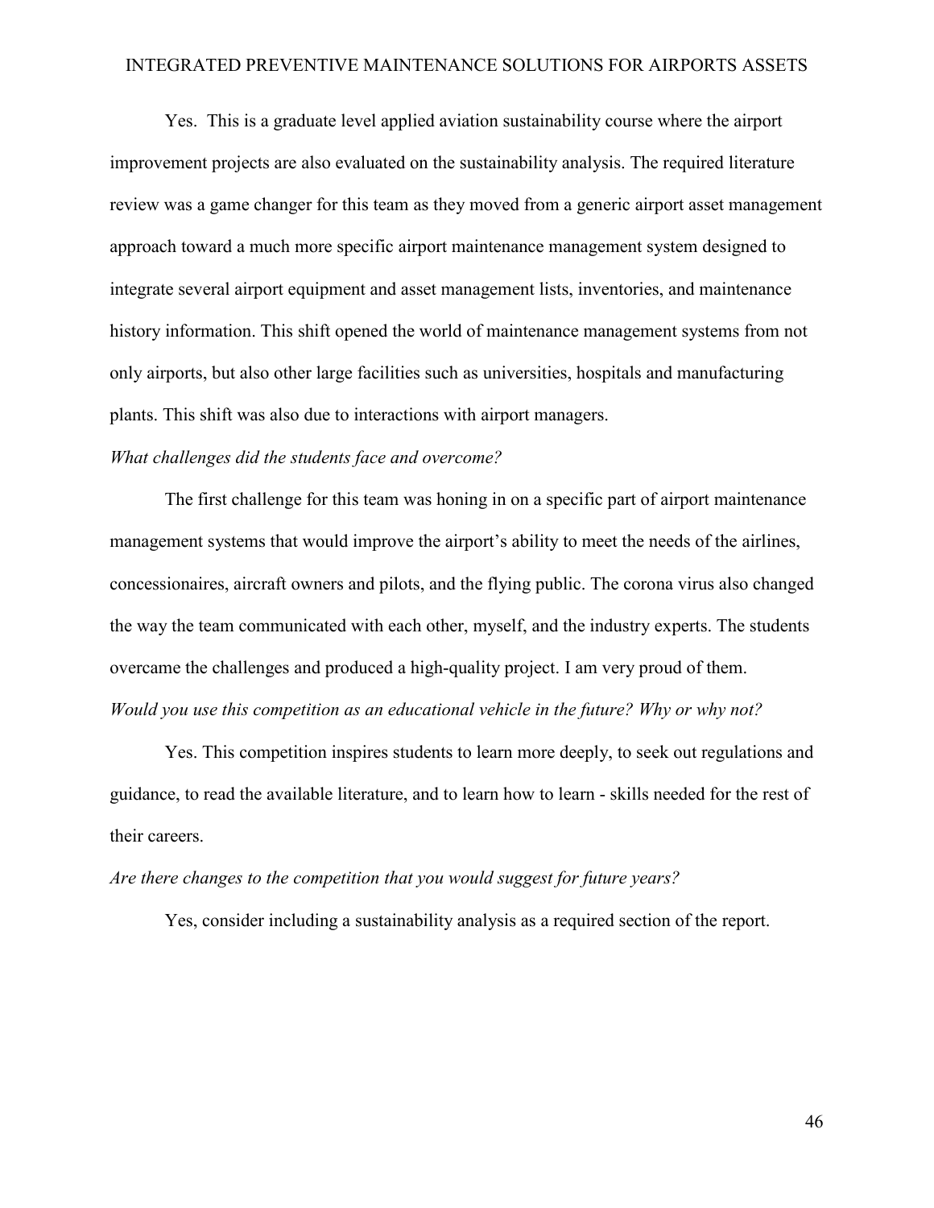Yes.  This is a graduate level applied aviation sustainability course where the airport improvement projects are also evaluated on the sustainability analysis. The required literature review was a game changer for this team as they moved from a generic airport asset management approach toward a much more specific airport maintenance management system designed to integrate several airport equipment and asset management lists, inventories, and maintenance history information. This shift opened the world of maintenance management systems from not only airports, but also other large facilities such as universities, hospitals and manufacturing plants. This shift was also due to interactions with airport managers.

*What challenges did the students face and overcome?*

The first challenge for this team was honing in on a specific part of airport maintenance management systems that would improve the airport's ability to meet the needs of the airlines, concessionaires, aircraft owners and pilots, and the flying public. The corona virus also changed the way the team communicated with each other, myself, and the industry experts. The students overcame the challenges and produced a high-quality project. I am very proud of them.

*Would you use this competition as an educational vehicle in the future? Why or why not?*

Yes. This competition inspires students to learn more deeply, to seek out regulations and guidance, to read the available literature, and to learn how to learn - skills needed for the rest of their careers.

*Are there changes to the competition that you would suggest for future years?*

Yes, consider including a sustainability analysis as a required section of the report.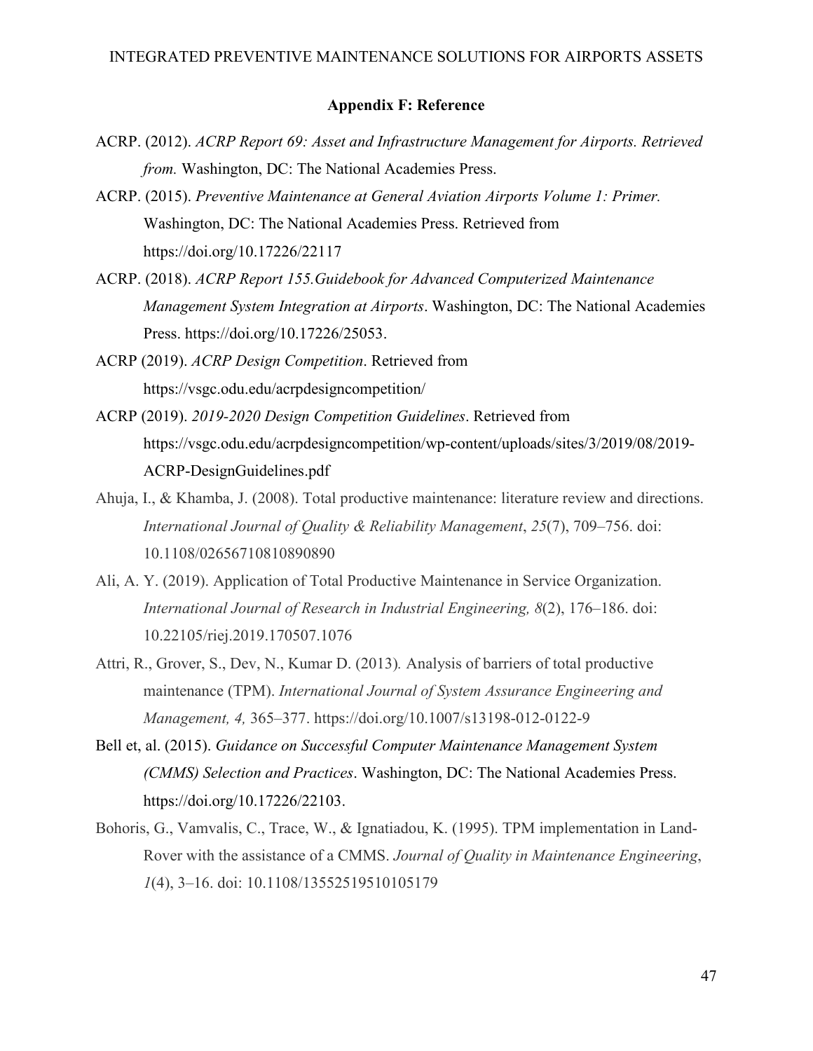## Appendix F: Reference

ACRP. (2012). *ACRP Report 69: Asset and Infrastructure Management for Airports. Retrieved from.* Washington, DC: The National Academies Press.

ACRP. (2015). *Preventive Maintenance at General Aviation Airports Volume 1: Primer.* Washington, DC: The National Academies Press. Retrieved from https://doi.org/10.17226/22117

ACRP. (2018). *ACRP Report 155.Guidebook for Advanced Computerized Maintenance Management System Integration at Airports*. Washington, DC: The National Academies Press. https://doi.org/10.17226/25053.

ACRP (2019). *ACRP Design Competition*. Retrieved from https://vsgc.odu.edu/acrpdesigncompetition/

ACRP (2019). *2019-2020 Design Competition Guidelines*. Retrieved from https://vsgc.odu.edu/acrpdesigncompetition/wp-content/uploads/sites/3/2019/08/2019-ACRP-DesignGuidelines.pdf

Ahuja, I., & Khamba, J. (2008). Total productive maintenance: literature review and directions. *International Journal of Quality & Reliability Management*, *25*(7), 709–756. doi: 10.1108/02656710810890890

Ali, A. Y. (2019). Application of Total Productive Maintenance in Service Organization. *International Journal of Research in Industrial Engineering, 8*(2), 176–186. doi: 10.22105/riej.2019.170507.1076

Attri, R., Grover, S., Dev, N., Kumar D. (2013)*.* Analysis of barriers of total productive maintenance (TPM). *International Journal of System Assurance Engineering and Management, 4,* 365–377. https://doi.org/10.1007/s13198-012-0122-9

Bell et, al. (2015). *Guidance on Successful Computer Maintenance Management System (CMMS) Selection and Practices*. Washington, DC: The National Academies Press. https://doi.org/10.17226/22103.

Bohoris, G., Vamvalis, C., Trace, W., & Ignatiadou, K. (1995). TPM implementation in Land-Rover with the assistance of a CMMS. *Journal of Quality in Maintenance Engineering*, *1*(4), 3–16. doi: 10.1108/13552519510105179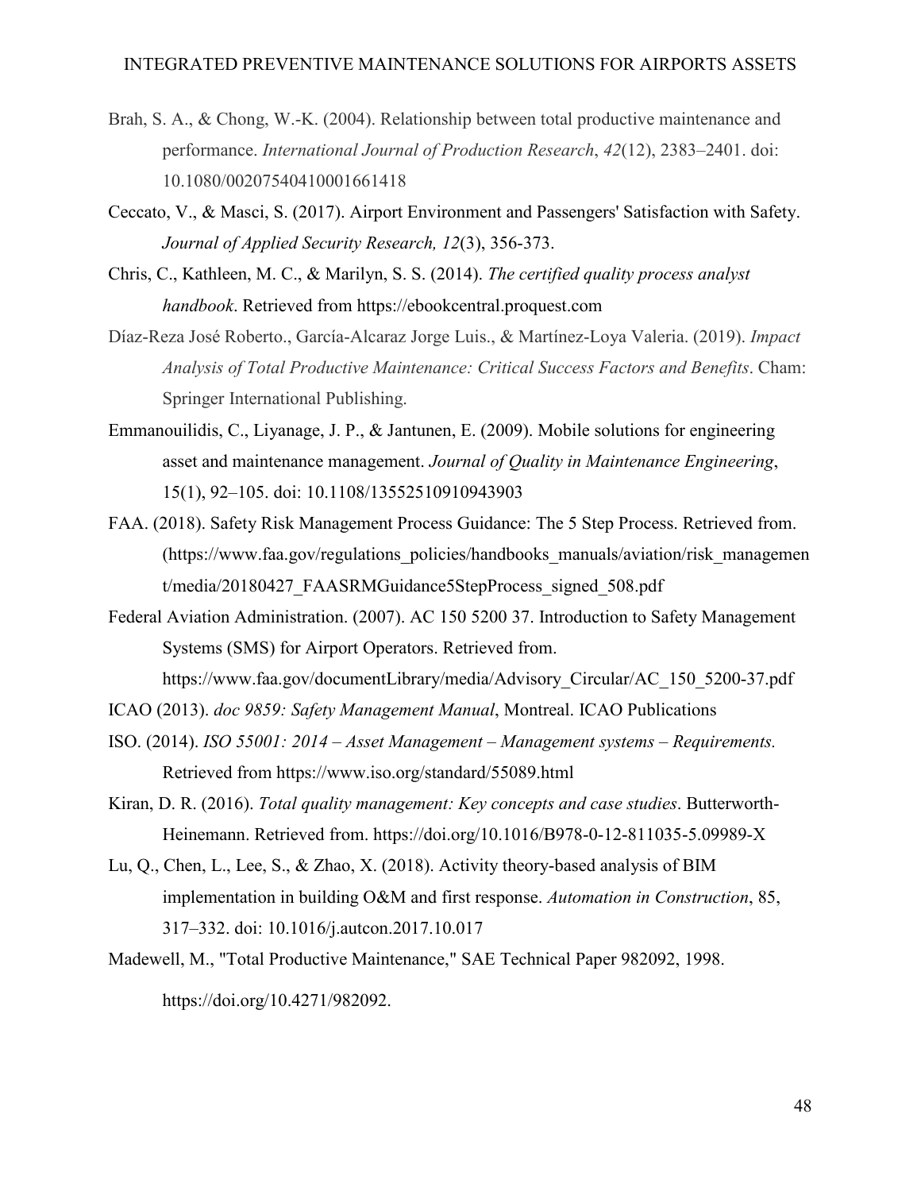Brah, S. A., & Chong, W.-K. (2004). Relationship between total productive maintenance and performance. *International Journal of Production Research*, *42*(12), 2383–2401. doi: 10.1080/00207540410001661418

Ceccato, V., & Masci, S. (2017). Airport Environment and Passengers' Satisfaction with Safety. *Journal of Applied Security Research, 12*(3), 356-373.

Chris, C., Kathleen, M. C., & Marilyn, S. S. (2014). *The certified quality process analyst handbook*. Retrieved from https://ebookcentral.proquest.com

Díaz-Reza José Roberto., García-Alcaraz Jorge Luis., & Martínez-Loya Valeria. (2019). *Impact Analysis of Total Productive Maintenance: Critical Success Factors and Benefits*. Cham: Springer International Publishing.

Emmanouilidis, C., Liyanage, J. P., & Jantunen, E. (2009). Mobile solutions for engineering asset and maintenance management. *Journal of Quality in Maintenance Engineering*, 15(1), 92–105. doi: 10.1108/13552510910943903

FAA. (2018). Safety Risk Management Process Guidance: The 5 Step Process. Retrieved from. (https://www.faa.gov/regulations_policies/handbooks_manuals/aviation/risk_management/media/20180427_FAASRMGuidance5StepProcess_signed_508.pdf

Federal Aviation Administration. (2007). AC 150 5200 37. Introduction to Safety Management Systems (SMS) for Airport Operators. Retrieved from. https://www.faa.gov/documentLibrary/media/Advisory_Circular/AC_150_5200-37.pdf

ICAO (2013). *doc 9859: Safety Management Manual*, Montreal. ICAO Publications

ISO. (2014). *ISO 55001: 2014 – Asset Management – Management systems – Requirements.* Retrieved from https://www.iso.org/standard/55089.html

Kiran, D. R. (2016). *Total quality management: Key concepts and case studies*. Butterworth-Heinemann. Retrieved from. https://doi.org/10.1016/B978-0-12-811035-5.09989-X

Lu, Q., Chen, L., Lee, S., & Zhao, X. (2018). Activity theory-based analysis of BIM implementation in building O&M and first response. *Automation in Construction*, 85, 317–332. doi: 10.1016/j.autcon.2017.10.017

Madewell, M., "Total Productive Maintenance," SAE Technical Paper 982092, 1998. https://doi.org/10.4271/982092.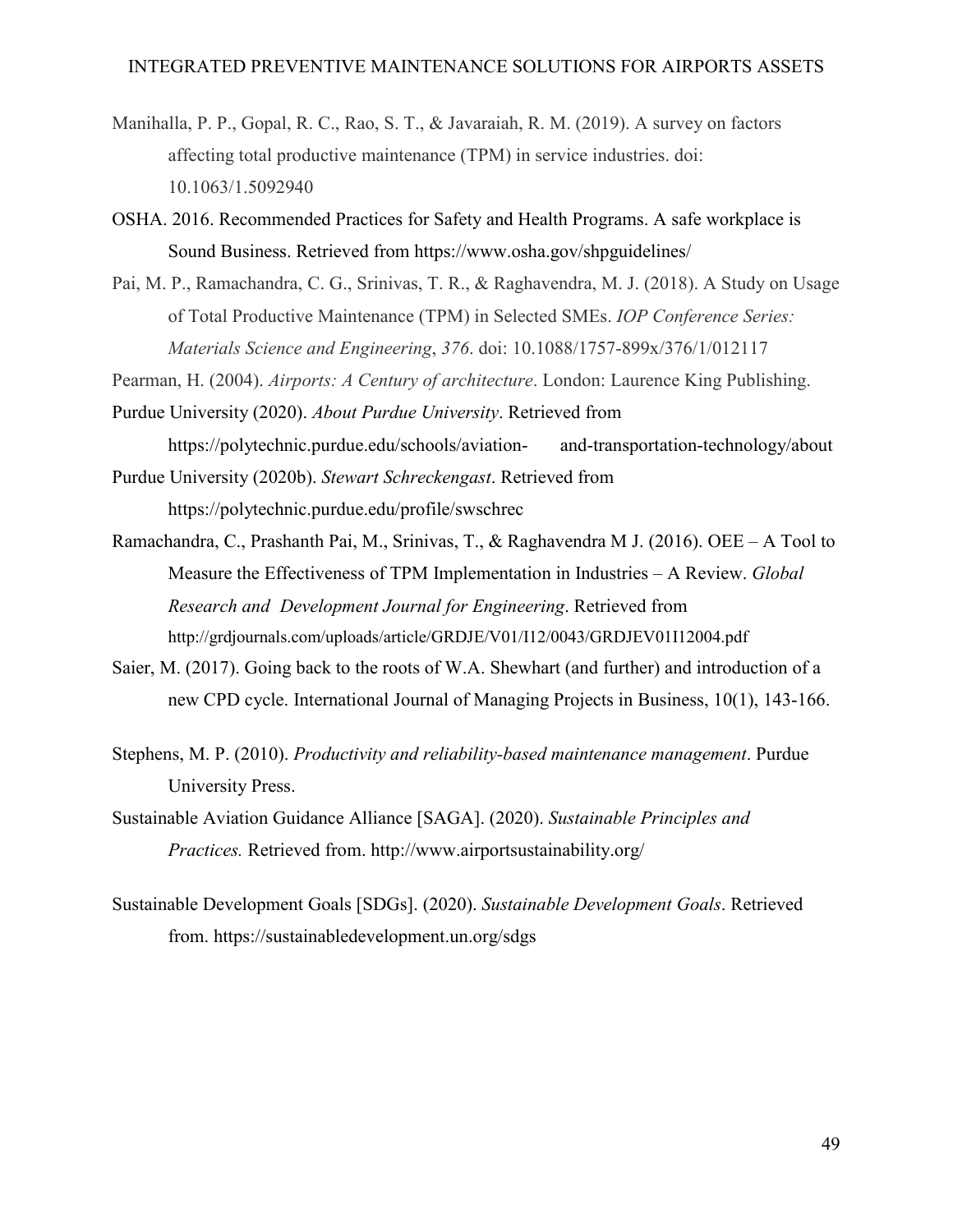Manihalla, P. P., Gopal, R. C., Rao, S. T., & Javaraiah, R. M. (2019). A survey on factors affecting total productive maintenance (TPM) in service industries. doi: 10.1063/1.5092940

OSHA. 2016. Recommended Practices for Safety and Health Programs. A safe workplace is Sound Business. Retrieved from https://www.osha.gov/shpguidelines/

Pai, M. P., Ramachandra, C. G., Srinivas, T. R., & Raghavendra, M. J. (2018). A Study on Usage of Total Productive Maintenance (TPM) in Selected SMEs. *IOP Conference Series: Materials Science and Engineering*, *376*. doi: 10.1088/1757-899x/376/1/012117

Pearman, H. (2004). *Airports: A Century of architecture*. London: Laurence King Publishing.

Purdue University (2020). *About Purdue University*. Retrieved from https://polytechnic.purdue.edu/schools/aviation- and-transportation-technology/about

Purdue University (2020b). *Stewart Schreckengast*. Retrieved from https://polytechnic.purdue.edu/profile/swschrec

Ramachandra, C., Prashanth Pai, M., Srinivas, T., & Raghavendra M J. (2016). OEE – A Tool to Measure the Effectiveness of TPM Implementation in Industries – A Review. *Global Research and Development Journal for Engineering*. Retrieved from http://grdjournals.com/uploads/article/GRDJE/V01/I12/0043/GRDJEV01I12004.pdf

Saier, M. (2017). Going back to the roots of W.A. Shewhart (and further) and introduction of a new CPD cycle. International Journal of Managing Projects in Business, 10(1), 143-166.

Stephens, M. P. (2010). *Productivity and reliability-based maintenance management*. Purdue University Press.

Sustainable Aviation Guidance Alliance [SAGA]. (2020). *Sustainable Principles and Practices.* Retrieved from. http://www.airportsustainability.org/

Sustainable Development Goals [SDGs]. (2020). *Sustainable Development Goals*. Retrieved from. https://sustainabledevelopment.un.org/sdgs